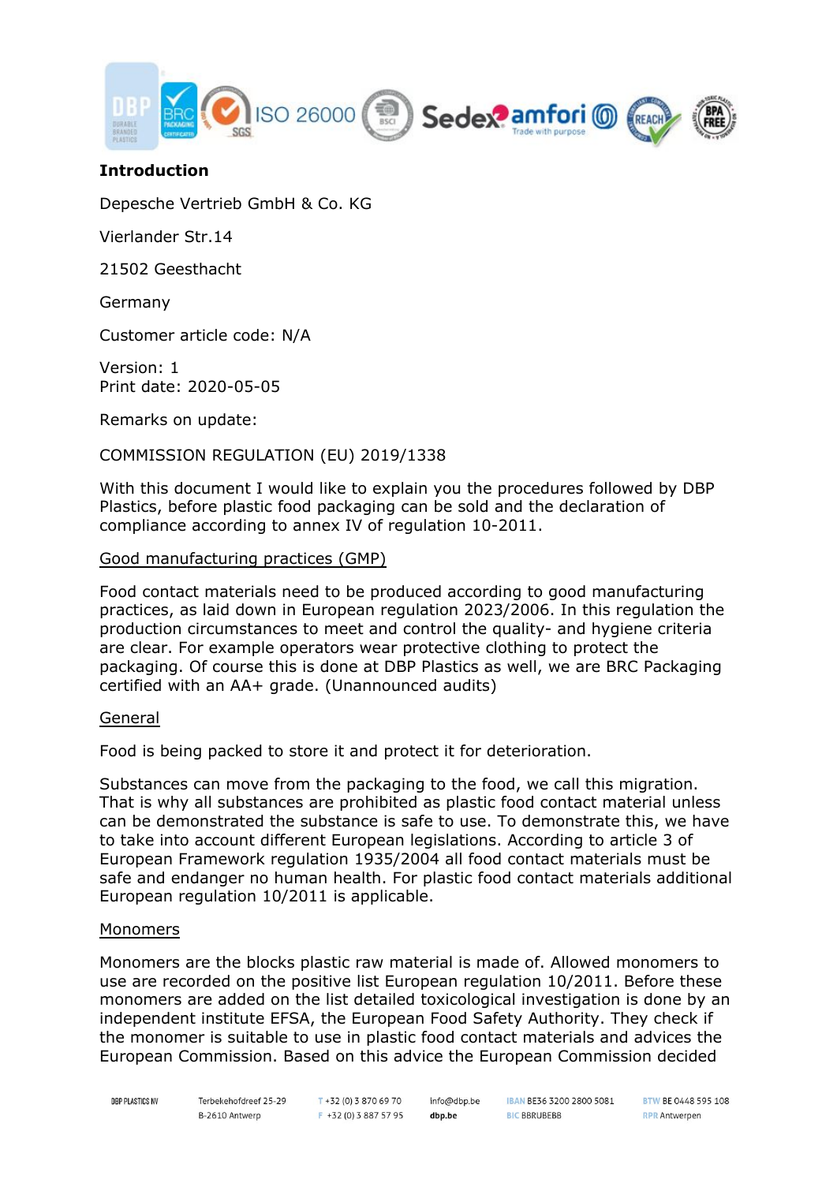**Introduction**

Depesche Vertrieb GmbH & Co. KG

Vierlander Str.14

21502 Geesthacht

Germany

Customer article code: N/A

Version: 1
Print date: 2020-05-05

Remarks on update:

COMMISSION REGULATION (EU) 2019/1338

With this document I would like to explain you the procedures followed by DBP Plastics, before plastic food packaging can be sold and the declaration of compliance according to annex IV of regulation 10-2011.

<u>Good manufacturing practices (GMP)</u>

Food contact materials need to be produced according to good manufacturing practices, as laid down in European regulation 2023/2006. In this regulation the production circumstances to meet and control the quality- and hygiene criteria are clear. For example operators wear protective clothing to protect the packaging. Of course this is done at DBP Plastics as well, we are BRC Packaging certified with an AA+ grade. (Unannounced audits)

<u>General</u>

Food is being packed to store it and protect it for deterioration.

Substances can move from the packaging to the food, we call this migration. That is why all substances are prohibited as plastic food contact material unless can be demonstrated the substance is safe to use. To demonstrate this, we have to take into account different European legislations. According to article 3 of European Framework regulation 1935/2004 all food contact materials must be safe and endanger no human health. For plastic food contact materials additional European regulation 10/2011 is applicable.

<u>Monomers</u>

Monomers are the blocks plastic raw material is made of. Allowed monomers to use are recorded on the positive list European regulation 10/2011. Before these monomers are added on the list detailed toxicological investigation is done by an independent institute EFSA, the European Food Safety Authority. They check if the monomer is suitable to use in plastic food contact materials and advices the European Commission. Based on this advice the European Commission decided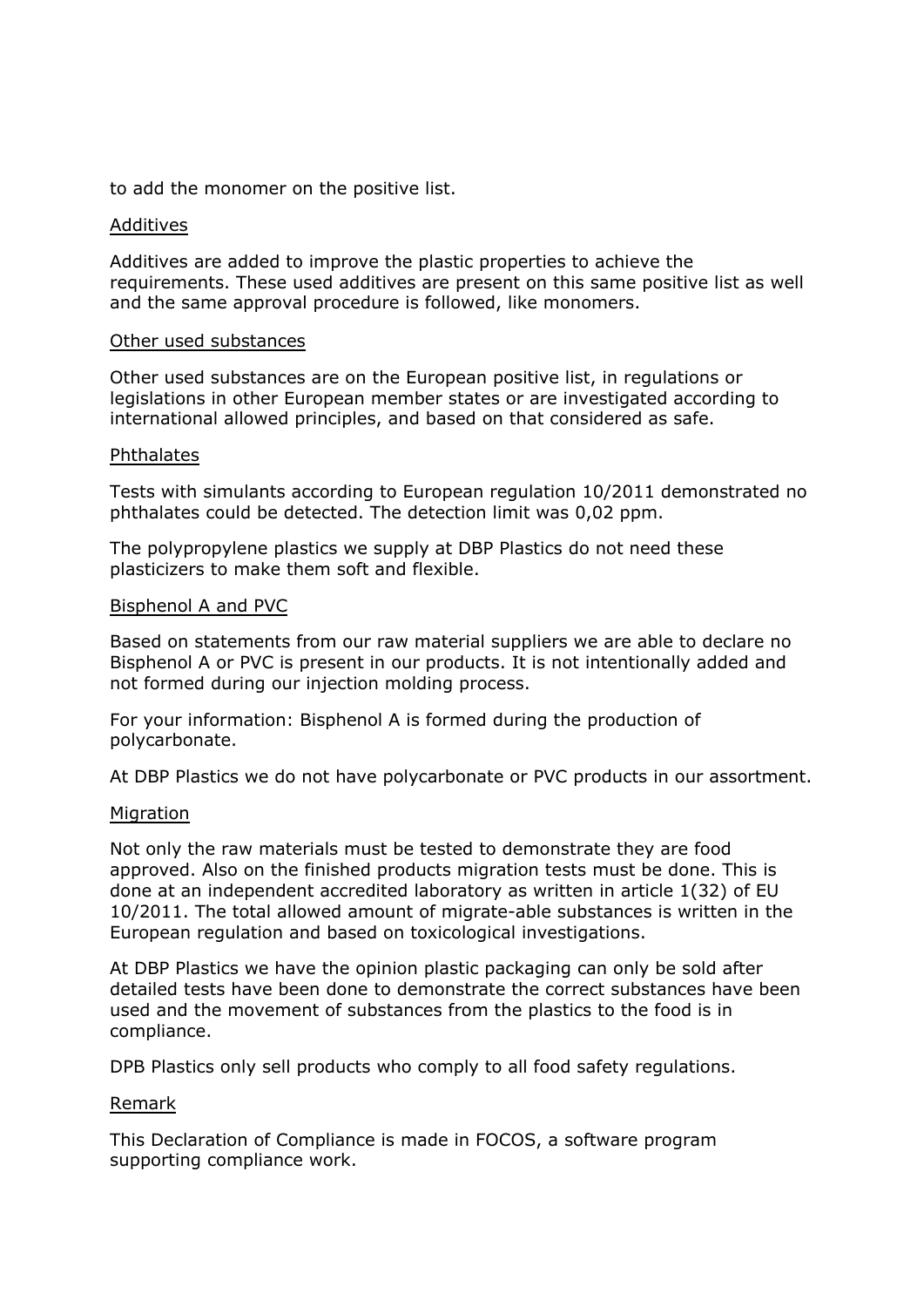to add the monomer on the positive list.

## Additives

Additives are added to improve the plastic properties to achieve the requirements. These used additives are present on this same positive list as well and the same approval procedure is followed, like monomers.

## Other used substances

Other used substances are on the European positive list, in regulations or legislations in other European member states or are investigated according to international allowed principles, and based on that considered as safe.

## Phthalates

Tests with simulants according to European regulation 10/2011 demonstrated no phthalates could be detected. The detection limit was 0,02 ppm.

The polypropylene plastics we supply at DBP Plastics do not need these plasticizers to make them soft and flexible.

## Bisphenol A and PVC

Based on statements from our raw material suppliers we are able to declare no Bisphenol A or PVC is present in our products. It is not intentionally added and not formed during our injection molding process.

For your information: Bisphenol A is formed during the production of polycarbonate.

At DBP Plastics we do not have polycarbonate or PVC products in our assortment.

## Migration

Not only the raw materials must be tested to demonstrate they are food approved. Also on the finished products migration tests must be done. This is done at an independent accredited laboratory as written in article 1(32) of EU 10/2011. The total allowed amount of migrate-able substances is written in the European regulation and based on toxicological investigations.

At DBP Plastics we have the opinion plastic packaging can only be sold after detailed tests have been done to demonstrate the correct substances have been used and the movement of substances from the plastics to the food is in compliance.

DPB Plastics only sell products who comply to all food safety regulations.

## Remark

This Declaration of Compliance is made in FOCOS, a software program supporting compliance work.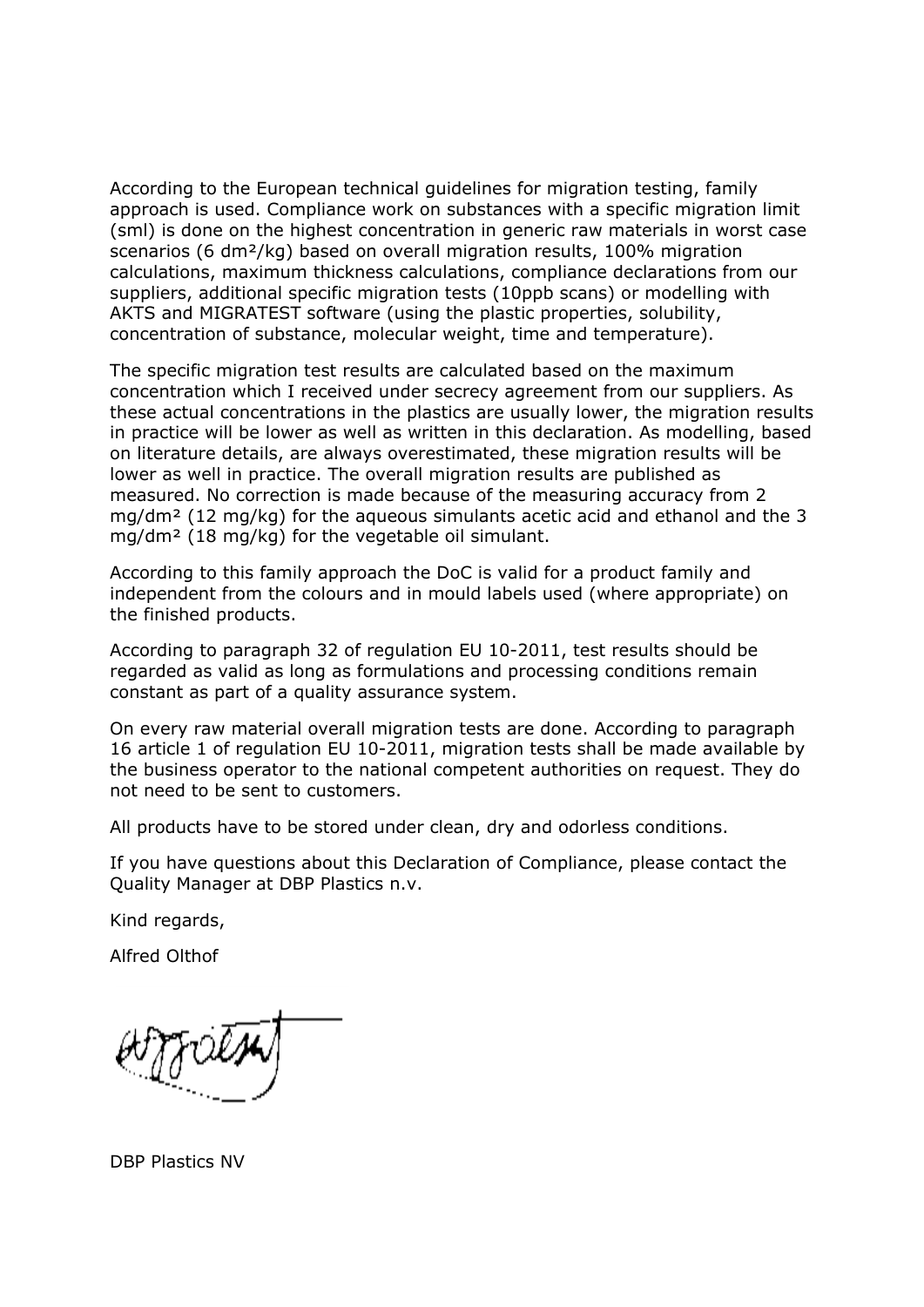According to the European technical guidelines for migration testing, family approach is used. Compliance work on substances with a specific migration limit (sml) is done on the highest concentration in generic raw materials in worst case scenarios (6 dm²/kg) based on overall migration results, 100% migration calculations, maximum thickness calculations, compliance declarations from our suppliers, additional specific migration tests (10ppb scans) or modelling with AKTS and MIGRATEST software (using the plastic properties, solubility, concentration of substance, molecular weight, time and temperature).

The specific migration test results are calculated based on the maximum concentration which I received under secrecy agreement from our suppliers. As these actual concentrations in the plastics are usually lower, the migration results in practice will be lower as well as written in this declaration. As modelling, based on literature details, are always overestimated, these migration results will be lower as well in practice. The overall migration results are published as measured. No correction is made because of the measuring accuracy from 2 mg/dm² (12 mg/kg) for the aqueous simulants acetic acid and ethanol and the 3 mg/dm² (18 mg/kg) for the vegetable oil simulant.

According to this family approach the DoC is valid for a product family and independent from the colours and in mould labels used (where appropriate) on the finished products.

According to paragraph 32 of regulation EU 10-2011, test results should be regarded as valid as long as formulations and processing conditions remain constant as part of a quality assurance system.

On every raw material overall migration tests are done. According to paragraph 16 article 1 of regulation EU 10-2011, migration tests shall be made available by the business operator to the national competent authorities on request. They do not need to be sent to customers.

All products have to be stored under clean, dry and odorless conditions.

If you have questions about this Declaration of Compliance, please contact the Quality Manager at DBP Plastics n.v.

Kind regards,

Alfred Olthof

DBP Plastics NV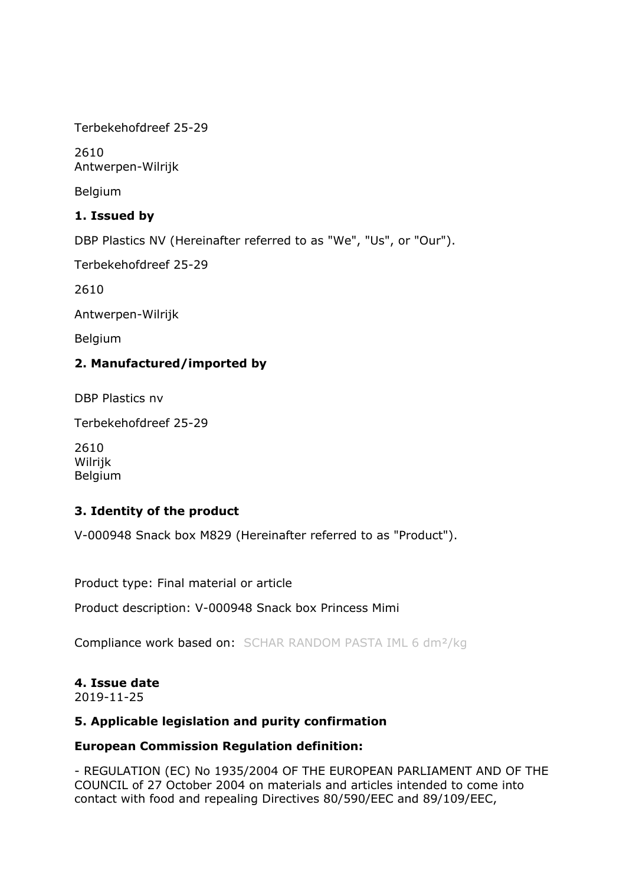Terbekehofdreef 25-29

2610
Antwerpen-Wilrijk

Belgium

## 1. Issued by

DBP Plastics NV (Hereinafter referred to as "We", "Us", or "Our").

Terbekehofdreef 25-29

2610

Antwerpen-Wilrijk

Belgium

## 2. Manufactured/imported by

DBP Plastics nv

Terbekehofdreef 25-29

2610
Wilrijk
Belgium

## 3. Identity of the product

V-000948 Snack box M829 (Hereinafter referred to as "Product").

Product type: Final material or article

Product description: V-000948 Snack box Princess Mimi

Compliance work based on: SCHAR RANDOM PASTA IML 6 dm²/kg

## 4. Issue date

2019-11-25

## 5. Applicable legislation and purity confirmation

**European Commission Regulation definition:**

- REGULATION (EC) No 1935/2004 OF THE EUROPEAN PARLIAMENT AND OF THE COUNCIL of 27 October 2004 on materials and articles intended to come into contact with food and repealing Directives 80/590/EEC and 89/109/EEC,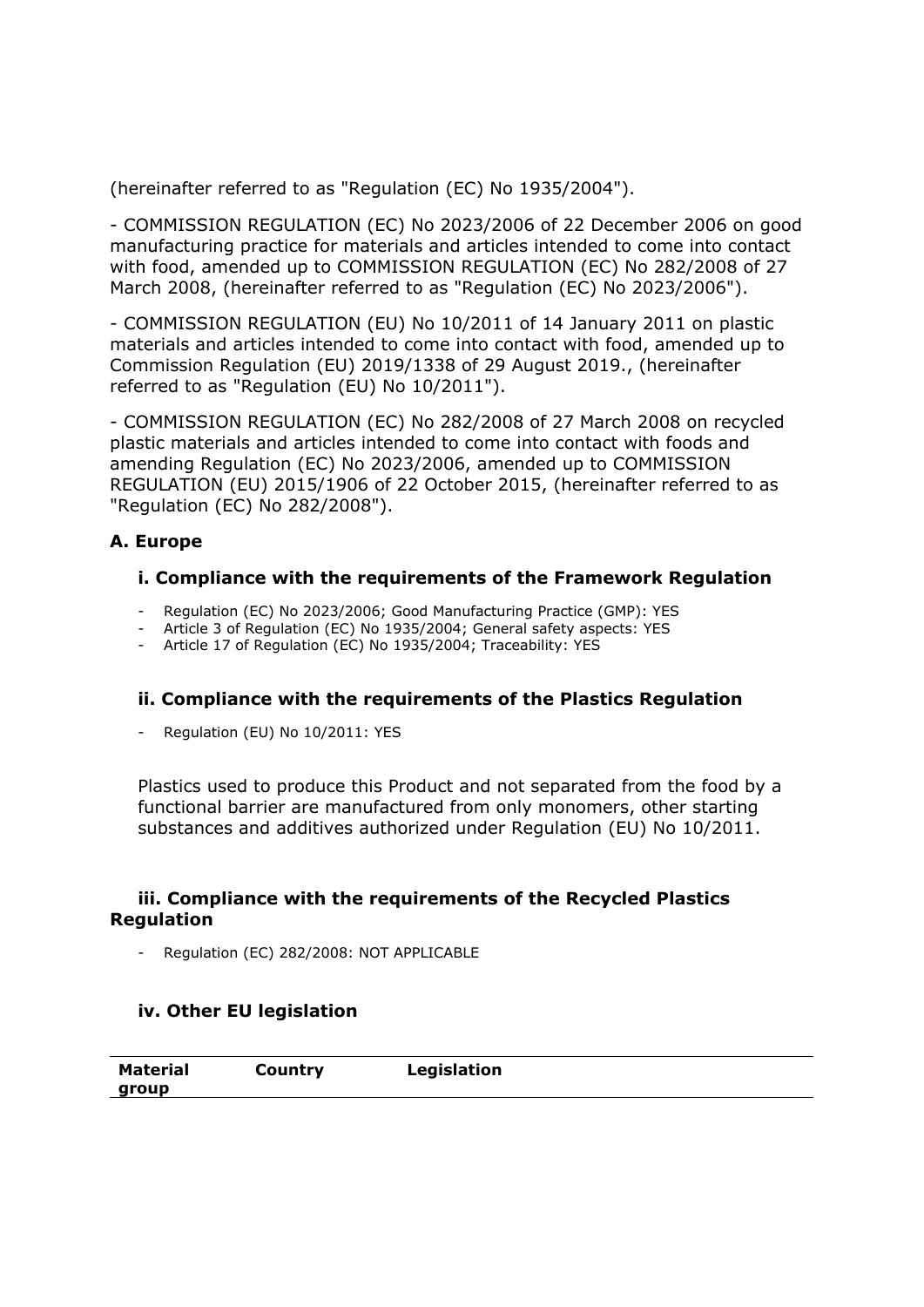(hereinafter referred to as "Regulation (EC) No 1935/2004").

- COMMISSION REGULATION (EC) No 2023/2006 of 22 December 2006 on good manufacturing practice for materials and articles intended to come into contact with food, amended up to COMMISSION REGULATION (EC) No 282/2008 of 27 March 2008, (hereinafter referred to as "Regulation (EC) No 2023/2006").

- COMMISSION REGULATION (EU) No 10/2011 of 14 January 2011 on plastic materials and articles intended to come into contact with food, amended up to Commission Regulation (EU) 2019/1338 of 29 August 2019., (hereinafter referred to as "Regulation (EU) No 10/2011").

- COMMISSION REGULATION (EC) No 282/2008 of 27 March 2008 on recycled plastic materials and articles intended to come into contact with foods and amending Regulation (EC) No 2023/2006, amended up to COMMISSION REGULATION (EU) 2015/1906 of 22 October 2015, (hereinafter referred to as "Regulation (EC) No 282/2008").

### A. Europe

#### i. Compliance with the requirements of the Framework Regulation

- Regulation (EC) No 2023/2006; Good Manufacturing Practice (GMP): YES
- Article 3 of Regulation (EC) No 1935/2004; General safety aspects: YES
- Article 17 of Regulation (EC) No 1935/2004; Traceability: YES

#### ii. Compliance with the requirements of the Plastics Regulation

- Regulation (EU) No 10/2011: YES

Plastics used to produce this Product and not separated from the food by a functional barrier are manufactured from only monomers, other starting substances and additives authorized under Regulation (EU) No 10/2011.

#### iii. Compliance with the requirements of the Recycled Plastics Regulation

- Regulation (EC) 282/2008: NOT APPLICABLE

#### iv. Other EU legislation

| Material group | Country | Legislation |
|---|---|---|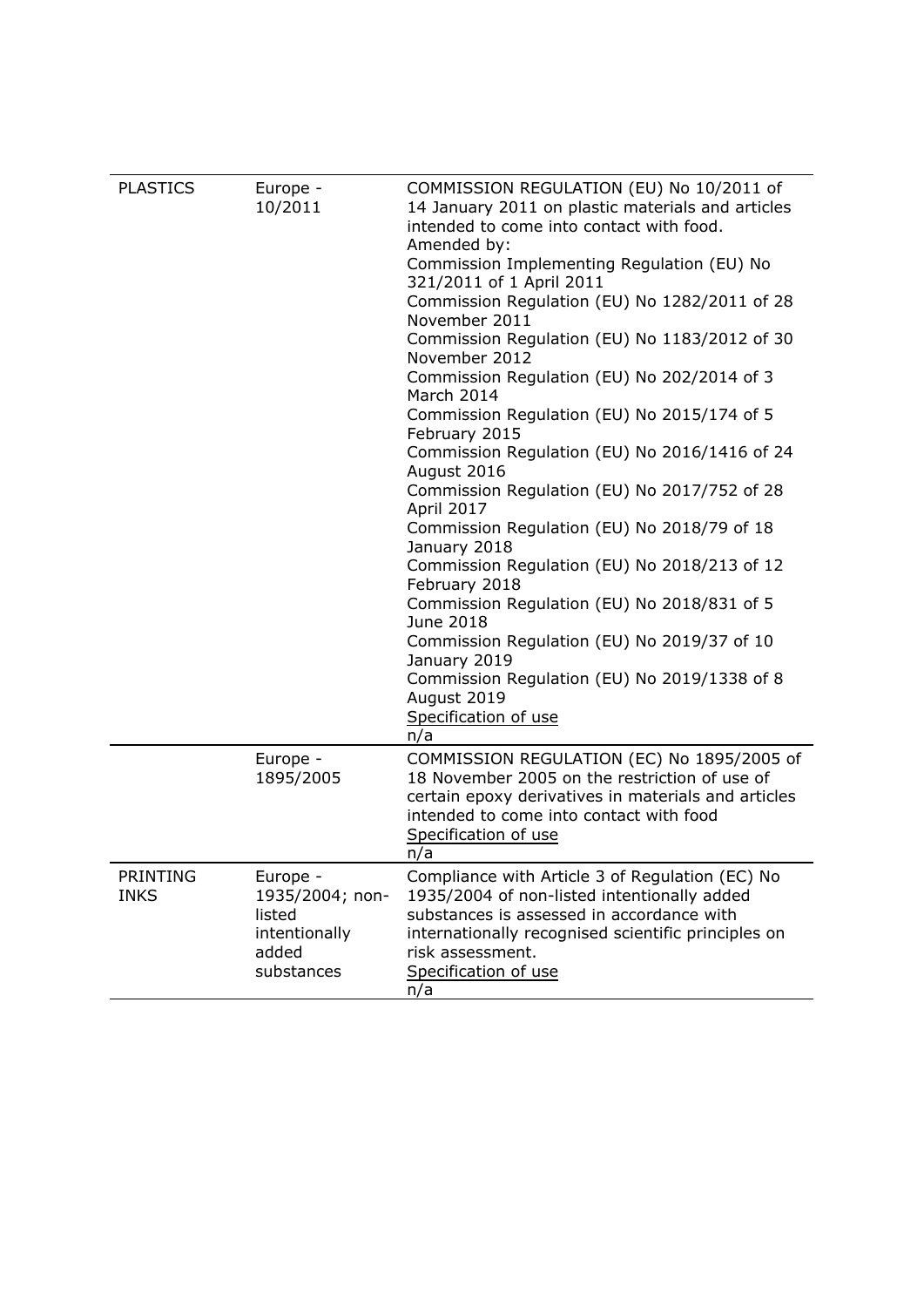| | | |
|---|---|---|
| PLASTICS | Europe - 10/2011 | COMMISSION REGULATION (EU) No 10/2011 of 14 January 2011 on plastic materials and articles intended to come into contact with food.<br>Amended by:<br>Commission Implementing Regulation (EU) No 321/2011 of 1 April 2011<br>Commission Regulation (EU) No 1282/2011 of 28 November 2011<br>Commission Regulation (EU) No 1183/2012 of 30 November 2012<br>Commission Regulation (EU) No 202/2014 of 3 March 2014<br>Commission Regulation (EU) No 2015/174 of 5 February 2015<br>Commission Regulation (EU) No 2016/1416 of 24 August 2016<br>Commission Regulation (EU) No 2017/752 of 28 April 2017<br>Commission Regulation (EU) No 2018/79 of 18 January 2018<br>Commission Regulation (EU) No 2018/213 of 12 February 2018<br>Commission Regulation (EU) No 2018/831 of 5 June 2018<br>Commission Regulation (EU) No 2019/37 of 10 January 2019<br>Commission Regulation (EU) No 2019/1338 of 8 August 2019<br>Specification of use<br>n/a |
| | Europe - 1895/2005 | COMMISSION REGULATION (EC) No 1895/2005 of 18 November 2005 on the restriction of use of certain epoxy derivatives in materials and articles intended to come into contact with food<br>Specification of use<br>n/a |
| PRINTING INKS | Europe - 1935/2004; non-listed intentionally added substances | Compliance with Article 3 of Regulation (EC) No 1935/2004 of non-listed intentionally added substances is assessed in accordance with internationally recognised scientific principles on risk assessment.<br>Specification of use<br>n/a |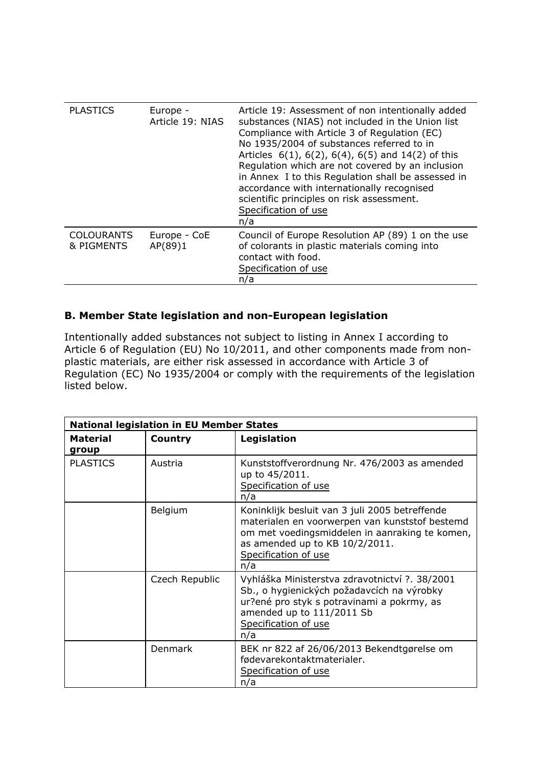| PLASTICS | Europe - Article 19: NIAS | Article 19: Assessment of non intentionally added substances (NIAS) not included in the Union list Compliance with Article 3 of Regulation (EC) No 1935/2004 of substances referred to in Articles 6(1), 6(2), 6(4), 6(5) and 14(2) of this Regulation which are not covered by an inclusion in Annex I to this Regulation shall be assessed in accordance with internationally recognised scientific principles on risk assessment.<br>Specification of use<br>n/a |
|---|---|---|
| COLOURANTS & PIGMENTS | Europe - CoE AP(89)1 | Council of Europe Resolution AP (89) 1 on the use of colorants in plastic materials coming into contact with food.<br>Specification of use<br>n/a |

## B. Member State legislation and non-European legislation

Intentionally added substances not subject to listing in Annex I according to Article 6 of Regulation (EU) No 10/2011, and other components made from non-plastic materials, are either risk assessed in accordance with Article 3 of Regulation (EC) No 1935/2004 or comply with the requirements of the legislation listed below.

| **National legislation in EU Member States** | | |
|---|---|---|
| **Material group** | **Country** | **Legislation** |
| PLASTICS | Austria | Kunststoffverordnung Nr. 476/2003 as amended up to 45/2011.<br>Specification of use<br>n/a |
| | Belgium | Koninklijk besluit van 3 juli 2005 betreffende materialen en voorwerpen van kunststof bestemd om met voedingsmiddelen in aanraking te komen, as amended up to KB 10/2/2011.<br>Specification of use<br>n/a |
| | Czech Republic | Vyhláška Ministerstva zdravotnictví ?. 38/2001 Sb., o hygienických požadavcích na výrobky ur?ené pro styk s potravinami a pokrmy, as amended up to 111/2011 Sb<br>Specification of use<br>n/a |
| | Denmark | BEK nr 822 af 26/06/2013 Bekendtgørelse om fødevarekontaktmaterialer.<br>Specification of use<br>n/a |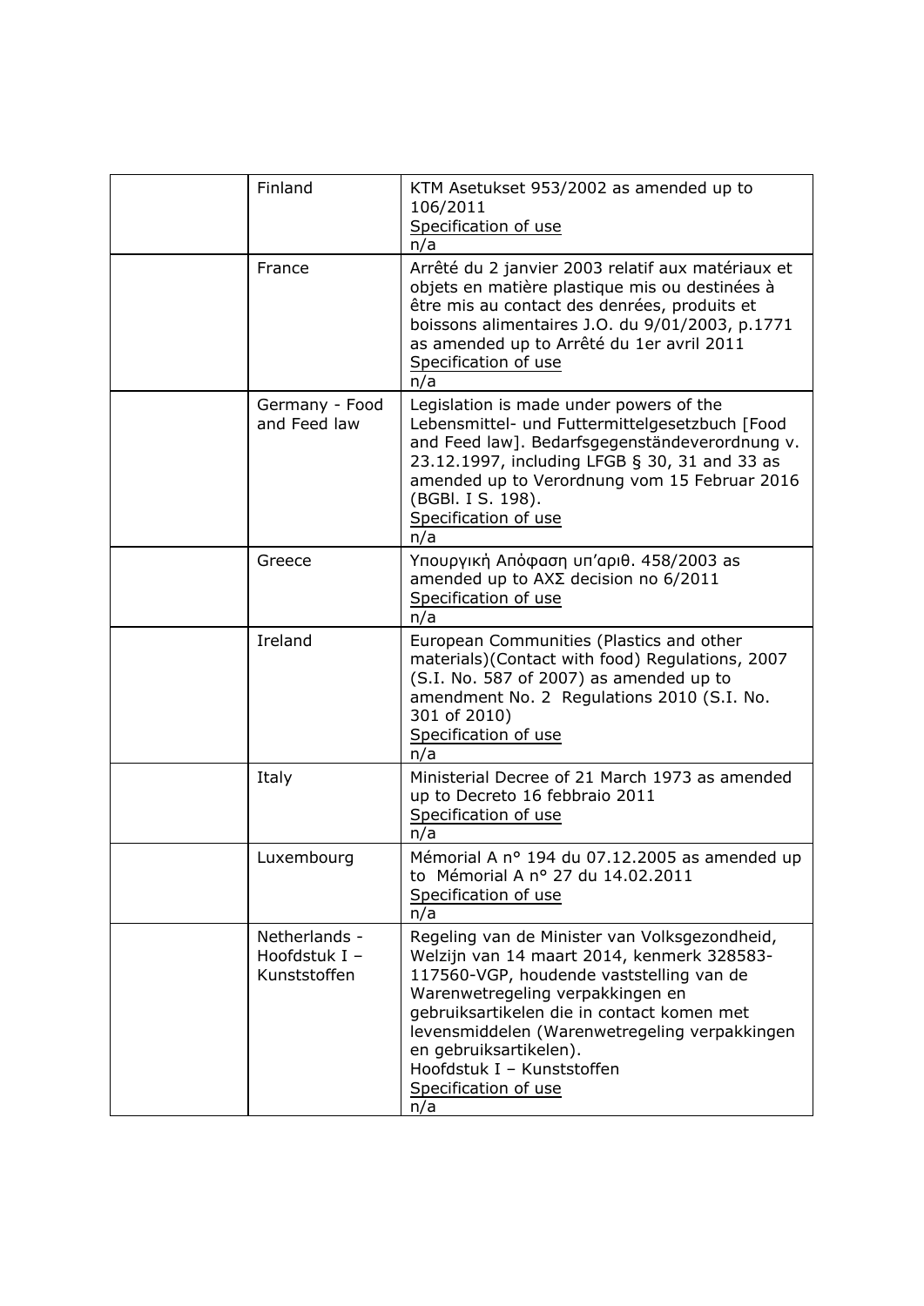|  |  |  |
|---|---|---|
|  | Finland | KTM Asetukset 953/2002 as amended up to 106/2011<br>Specification of use<br>n/a |
|  | France | Arrêté du 2 janvier 2003 relatif aux matériaux et objets en matière plastique mis ou destinées à être mis au contact des denrées, produits et boissons alimentaires J.O. du 9/01/2003, p.1771 as amended up to Arrêté du 1er avril 2011<br>Specification of use<br>n/a |
|  | Germany - Food and Feed law | Legislation is made under powers of the Lebensmittel- und Futtermittelgesetzbuch [Food and Feed law]. Bedarfsgegenständeverordnung v. 23.12.1997, including LFGB § 30, 31 and 33 as amended up to Verordnung vom 15 Februar 2016 (BGBl. I S. 198).<br>Specification of use<br>n/a |
|  | Greece | Υπουργική Απόφαση υπ'αριθ. 458/2003 as amended up to ΑΧΣ decision no 6/2011<br>Specification of use<br>n/a |
|  | Ireland | European Communities (Plastics and other materials)(Contact with food) Regulations, 2007 (S.I. No. 587 of 2007) as amended up to amendment No. 2 Regulations 2010 (S.I. No. 301 of 2010)<br>Specification of use<br>n/a |
|  | Italy | Ministerial Decree of 21 March 1973 as amended up to Decreto 16 febbraio 2011<br>Specification of use<br>n/a |
|  | Luxembourg | Mémorial A n° 194 du 07.12.2005 as amended up to Mémorial A n° 27 du 14.02.2011<br>Specification of use<br>n/a |
|  | Netherlands - Hoofdstuk I – Kunststoffen | Regeling van de Minister van Volksgezondheid, Welzijn van 14 maart 2014, kenmerk 328583-117560-VGP, houdende vaststelling van de Warenwetregeling verpakkingen en gebruiksartikelen die in contact komen met levensmiddelen (Warenwetregeling verpakkingen en gebruiksartikelen).<br>Hoofdstuk I – Kunststoffen<br>Specification of use<br>n/a |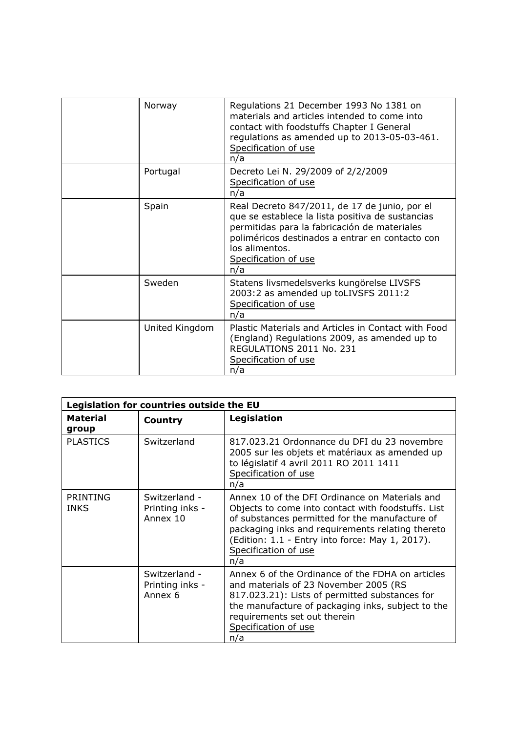| | | |
|---|---|---|
| | Norway | Regulations 21 December 1993 No 1381 on materials and articles intended to come into contact with foodstuffs Chapter I General regulations as amended up to 2013-05-03-461.<br>Specification of use<br>n/a |
| | Portugal | Decreto Lei N. 29/2009 of 2/2/2009<br>Specification of use<br>n/a |
| | Spain | Real Decreto 847/2011, de 17 de junio, por el que se establece la lista positiva de sustancias permitidas para la fabricación de materiales poliméricos destinados a entrar en contacto con los alimentos.<br>Specification of use<br>n/a |
| | Sweden | Statens livsmedelsverks kungörelse LIVSFS 2003:2 as amended up toLIVSFS 2011:2<br>Specification of use<br>n/a |
| | United Kingdom | Plastic Materials and Articles in Contact with Food (England) Regulations 2009, as amended up to REGULATIONS 2011 No. 231<br>Specification of use<br>n/a |

| **Legislation for countries outside the EU** | | |
|---|---|---|
| **Material group** | **Country** | **Legislation** |
| PLASTICS | Switzerland | 817.023.21 Ordonnance du DFI du 23 novembre 2005 sur les objets et matériaux as amended up to législatif 4 avril 2011 RO 2011 1411<br>Specification of use<br>n/a |
| PRINTING INKS | Switzerland - Printing inks - Annex 10 | Annex 10 of the DFI Ordinance on Materials and Objects to come into contact with foodstuffs. List of substances permitted for the manufacture of packaging inks and requirements relating thereto (Edition: 1.1 - Entry into force: May 1, 2017).<br>Specification of use<br>n/a |
| | Switzerland - Printing inks - Annex 6 | Annex 6 of the Ordinance of the FDHA on articles and materials of 23 November 2005 (RS 817.023.21): Lists of permitted substances for the manufacture of packaging inks, subject to the requirements set out therein<br>Specification of use<br>n/a |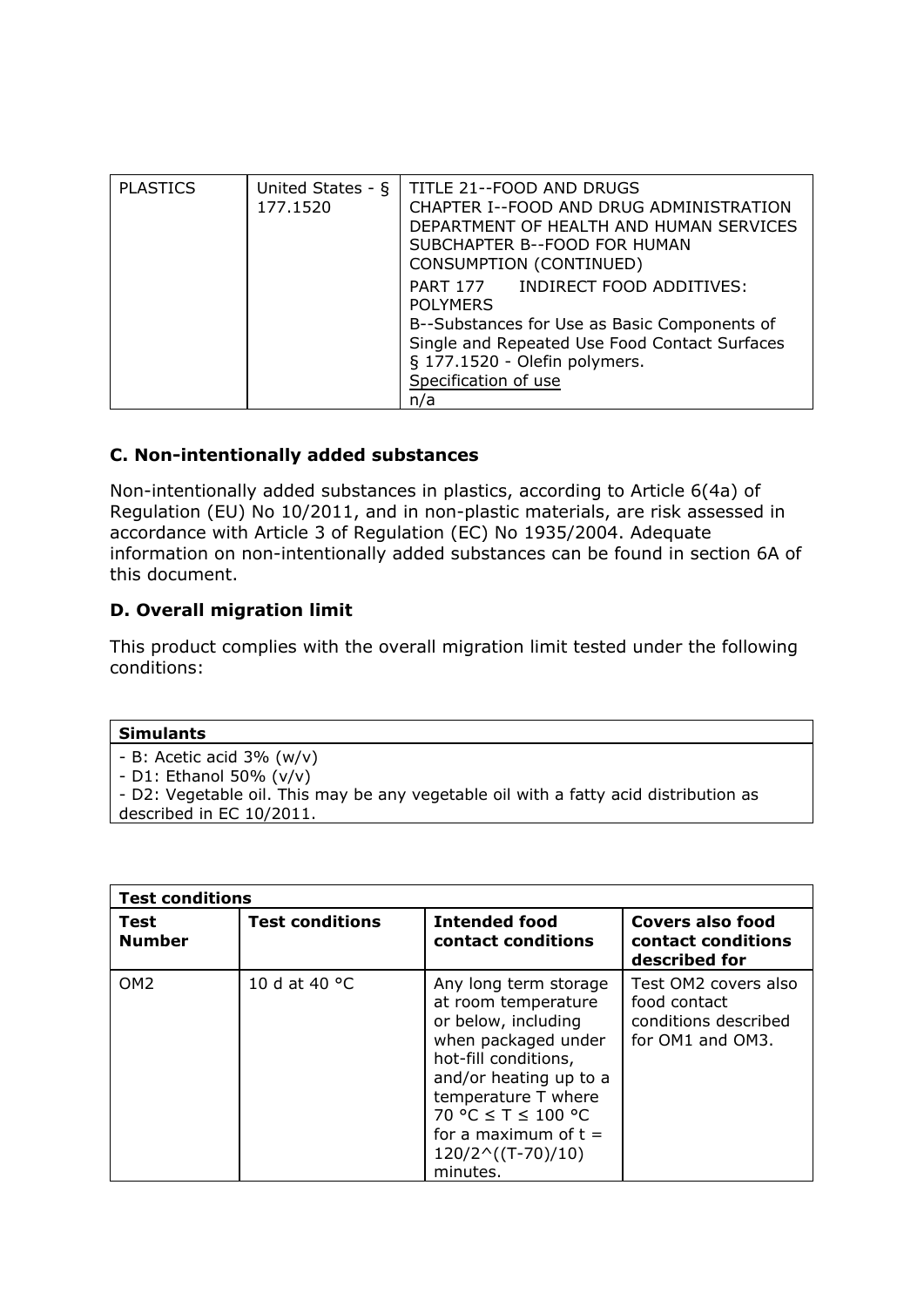| PLASTICS | United States - § 177.1520 | TITLE 21--FOOD AND DRUGS<br>CHAPTER I--FOOD AND DRUG ADMINISTRATION DEPARTMENT OF HEALTH AND HUMAN SERVICES<br>SUBCHAPTER B--FOOD FOR HUMAN CONSUMPTION (CONTINUED)<br>PART 177 INDIRECT FOOD ADDITIVES: POLYMERS<br>B--Substances for Use as Basic Components of Single and Repeated Use Food Contact Surfaces<br>§ 177.1520 - Olefin polymers.<br>Specification of use<br>n/a |
|---|---|---|

### C. Non-intentionally added substances

Non-intentionally added substances in plastics, according to Article 6(4a) of Regulation (EU) No 10/2011, and in non-plastic materials, are risk assessed in accordance with Article 3 of Regulation (EC) No 1935/2004. Adequate information on non-intentionally added substances can be found in section 6A of this document.

### D. Overall migration limit

This product complies with the overall migration limit tested under the following conditions:

| Simulants |
|---|
| - B: Acetic acid 3% (w/v)<br>- D1: Ethanol 50% (v/v)<br>- D2: Vegetable oil. This may be any vegetable oil with a fatty acid distribution as described in EC 10/2011. |

| Test conditions | | | |
|---|---|---|---|
| **Test Number** | **Test conditions** | **Intended food contact conditions** | **Covers also food contact conditions described for** |
| OM2 | 10 d at 40 °C | Any long term storage at room temperature or below, including when packaged under hot-fill conditions, and/or heating up to a temperature T where 70 °C ≤ T ≤ 100 °C for a maximum of t = 120/2^((T-70)/10) minutes. | Test OM2 covers also food contact conditions described for OM1 and OM3. |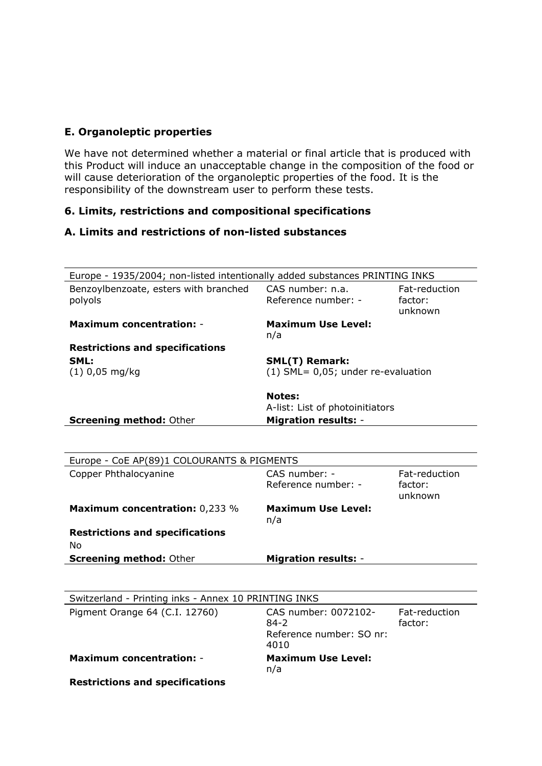### E. Organoleptic properties

We have not determined whether a material or final article that is produced with this Product will induce an unacceptable change in the composition of the food or will cause deterioration of the organoleptic properties of the food. It is the responsibility of the downstream user to perform these tests.

## 6. Limits, restrictions and compositional specifications

### A. Limits and restrictions of non-listed substances

| Europe - 1935/2004; non-listed intentionally added substances PRINTING INKS | | |
|---|---|---|
| Benzoylbenzoate, esters with branched polyols | CAS number: n.a.<br>Reference number: - | Fat-reduction factor: unknown |
| **Maximum concentration:** - | **Maximum Use Level:** n/a | |
| **Restrictions and specifications** | | |
| **SML:**<br>(1) 0,05 mg/kg | **SML(T) Remark:**<br>(1) SML= 0,05; under re-evaluation | |
| | **Notes:**<br>A-list: List of photoinitiators | |
| **Screening method:** Other | **Migration results:** - | |

| Europe - CoE AP(89)1 COLOURANTS & PIGMENTS | | |
|---|---|---|
| Copper Phthalocyanine | CAS number: -<br>Reference number: - | Fat-reduction factor: unknown |
| **Maximum concentration:** 0,233 % | **Maximum Use Level:** n/a | |
| **Restrictions and specifications**<br>No | | |
| **Screening method:** Other | **Migration results:** - | |

| Switzerland - Printing inks - Annex 10 PRINTING INKS | | |
|---|---|---|
| Pigment Orange 64 (C.I. 12760) | CAS number: 0072102-84-2<br>Reference number: SO nr: 4010 | Fat-reduction factor: |
| **Maximum concentration:** - | **Maximum Use Level:** n/a | |
| **Restrictions and specifications** | | |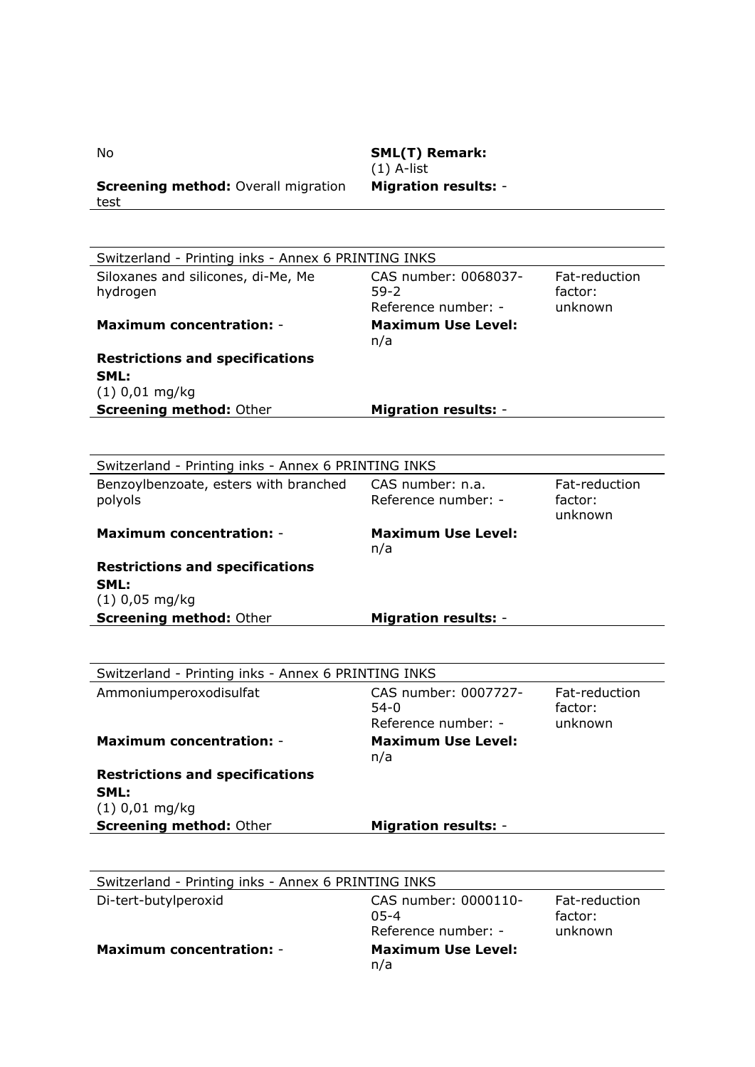| | |
|---|---|
| No | **SML(T) Remark:** (1) A-list |
| **Screening method:** Overall migration test | **Migration results:** - |

---

| Switzerland - Printing inks - Annex 6 PRINTING INKS | | |
|---|---|---|
| Siloxanes and silicones, di-Me, Me hydrogen | CAS number: 0068037-59-2<br>Reference number: - | Fat-reduction factor: unknown |
| **Maximum concentration:** - | **Maximum Use Level:** n/a | |
| **Restrictions and specifications**<br>**SML:**<br>(1) 0,01 mg/kg | | |
| **Screening method:** Other | **Migration results:** - | |

---

| Switzerland - Printing inks - Annex 6 PRINTING INKS | | |
|---|---|---|
| Benzoylbenzoate, esters with branched polyols | CAS number: n.a.<br>Reference number: - | Fat-reduction factor: unknown |
| **Maximum concentration:** - | **Maximum Use Level:** n/a | |
| **Restrictions and specifications**<br>**SML:**<br>(1) 0,05 mg/kg | | |
| **Screening method:** Other | **Migration results:** - | |

---

| Switzerland - Printing inks - Annex 6 PRINTING INKS | | |
|---|---|---|
| Ammoniumperoxodisulfat | CAS number: 0007727-54-0<br>Reference number: - | Fat-reduction factor: unknown |
| **Maximum concentration:** - | **Maximum Use Level:** n/a | |
| **Restrictions and specifications**<br>**SML:**<br>(1) 0,01 mg/kg | | |
| **Screening method:** Other | **Migration results:** - | |

---

| Switzerland - Printing inks - Annex 6 PRINTING INKS | | |
|---|---|---|
| Di-tert-butylperoxid | CAS number: 0000110-05-4<br>Reference number: - | Fat-reduction factor: unknown |
| **Maximum concentration:** - | **Maximum Use Level:** n/a | |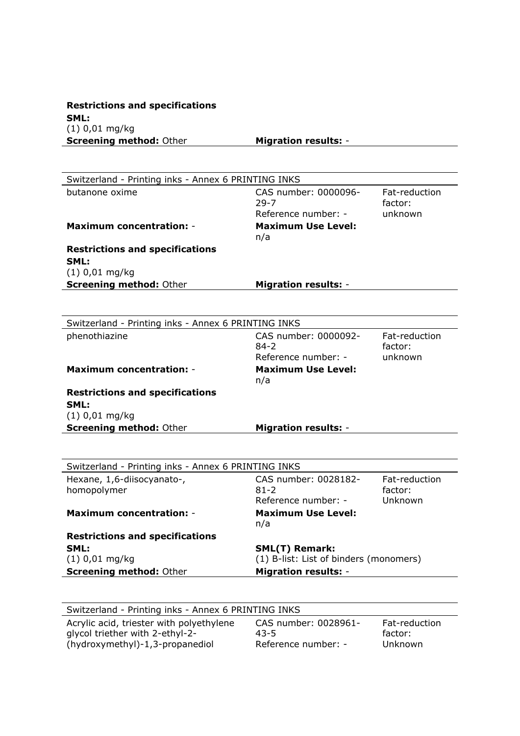**Restrictions and specifications**

**SML:**
(1) 0,01 mg/kg

**Screening method:** Other **Migration results:** -

---

Switzerland - Printing inks - Annex 6 PRINTING INKS

| butanone oxime | CAS number: 0000096-29-7<br>Reference number: - | Fat-reduction factor: unknown |
|---|---|---|
| **Maximum concentration:** - | **Maximum Use Level:** n/a | |

**Restrictions and specifications**

**SML:**
(1) 0,01 mg/kg

**Screening method:** Other **Migration results:** -

---

Switzerland - Printing inks - Annex 6 PRINTING INKS

| phenothiazine | CAS number: 0000092-84-2<br>Reference number: - | Fat-reduction factor: unknown |
|---|---|---|
| **Maximum concentration:** - | **Maximum Use Level:** n/a | |

**Restrictions and specifications**

**SML:**
(1) 0,01 mg/kg

**Screening method:** Other **Migration results:** -

---

Switzerland - Printing inks - Annex 6 PRINTING INKS

| Hexane, 1,6-diisocyanato-, homopolymer | CAS number: 0028182-81-2<br>Reference number: - | Fat-reduction factor: Unknown |
|---|---|---|
| **Maximum concentration:** - | **Maximum Use Level:** n/a | |

**Restrictions and specifications**

**SML:**
(1) 0,01 mg/kg

**SML(T) Remark:**
(1) B-list: List of binders (monomers)

**Screening method:** Other **Migration results:** -

---

Switzerland - Printing inks - Annex 6 PRINTING INKS

| Acrylic acid, triester with polyethylene glycol triether with 2-ethyl-2-(hydroxymethyl)-1,3-propanediol | CAS number: 0028961-43-5<br>Reference number: - | Fat-reduction factor: Unknown |
|---|---|---|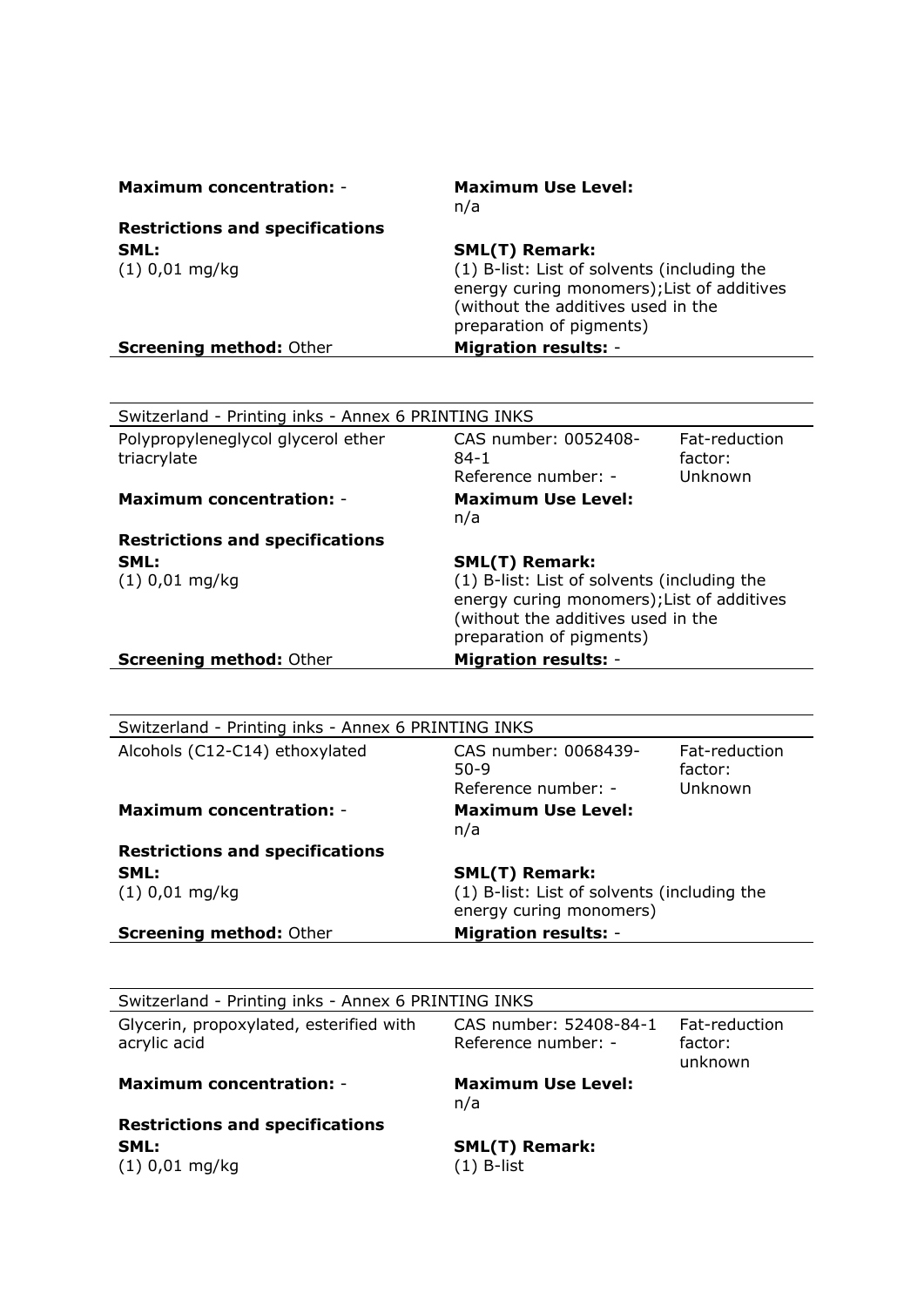| | |
|---|---|
| **Maximum concentration:** - | **Maximum Use Level:** n/a |
| **Restrictions and specifications** | |
| **SML:** (1) 0,01 mg/kg | **SML(T) Remark:** (1) B-list: List of solvents (including the energy curing monomers); List of additives (without the additives used in the preparation of pigments) |
| **Screening method:** Other | **Migration results:** - |

| Switzerland - Printing inks - Annex 6 PRINTING INKS | | |
|---|---|---|
| Polypropyleneglycol glycerol ether triacrylate | CAS number: 0052408-84-1<br>Reference number: - | Fat-reduction factor: Unknown |
| **Maximum concentration:** - | **Maximum Use Level:** n/a | |
| **Restrictions and specifications** | | |
| **SML:** (1) 0,01 mg/kg | **SML(T) Remark:** (1) B-list: List of solvents (including the energy curing monomers); List of additives (without the additives used in the preparation of pigments) | |
| **Screening method:** Other | **Migration results:** - | |

| Switzerland - Printing inks - Annex 6 PRINTING INKS | | |
|---|---|---|
| Alcohols (C12-C14) ethoxylated | CAS number: 0068439-50-9<br>Reference number: - | Fat-reduction factor: Unknown |
| **Maximum concentration:** - | **Maximum Use Level:** n/a | |
| **Restrictions and specifications** | | |
| **SML:** (1) 0,01 mg/kg | **SML(T) Remark:** (1) B-list: List of solvents (including the energy curing monomers) | |
| **Screening method:** Other | **Migration results:** - | |

| Switzerland - Printing inks - Annex 6 PRINTING INKS | | |
|---|---|---|
| Glycerin, propoxylated, esterified with acrylic acid | CAS number: 52408-84-1<br>Reference number: - | Fat-reduction factor: unknown |
| **Maximum concentration:** - | **Maximum Use Level:** n/a | |
| **Restrictions and specifications** | | |
| **SML:** (1) 0,01 mg/kg | **SML(T) Remark:** (1) B-list | |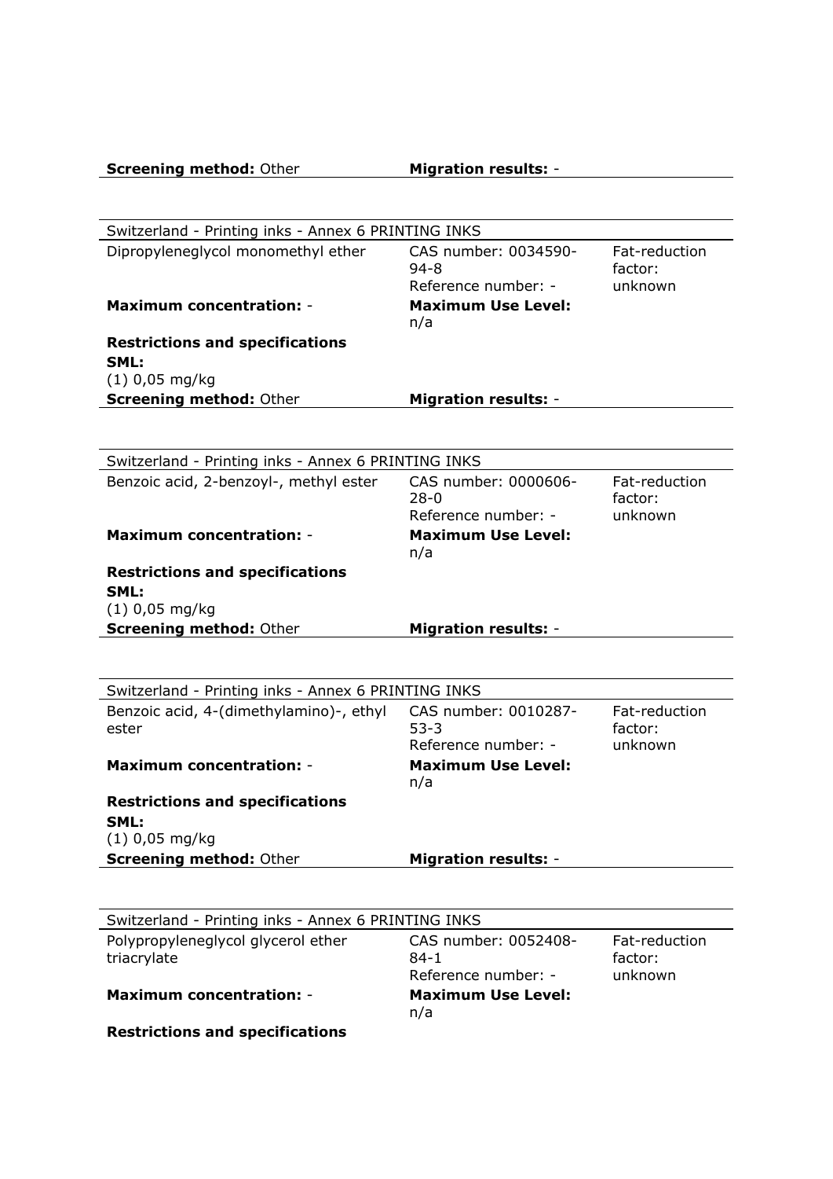**Screening method:** Other **Migration results:** -

---

Switzerland - Printing inks - Annex 6 PRINTING INKS

| Dipropyleneglycol monomethyl ether | CAS number: 0034590-94-8<br>Reference number: - | Fat-reduction factor: unknown |
|---|---|---|
| **Maximum concentration:** - | **Maximum Use Level:** n/a | |

**Restrictions and specifications**

**SML:**
(1) 0,05 mg/kg

**Screening method:** Other **Migration results:** -

---

Switzerland - Printing inks - Annex 6 PRINTING INKS

| Benzoic acid, 2-benzoyl-, methyl ester | CAS number: 0000606-28-0<br>Reference number: - | Fat-reduction factor: unknown |
|---|---|---|
| **Maximum concentration:** - | **Maximum Use Level:** n/a | |

**Restrictions and specifications**

**SML:**
(1) 0,05 mg/kg

**Screening method:** Other **Migration results:** -

---

Switzerland - Printing inks - Annex 6 PRINTING INKS

| Benzoic acid, 4-(dimethylamino)-, ethyl ester | CAS number: 0010287-53-3<br>Reference number: - | Fat-reduction factor: unknown |
|---|---|---|
| **Maximum concentration:** - | **Maximum Use Level:** n/a | |

**Restrictions and specifications**

**SML:**
(1) 0,05 mg/kg

**Screening method:** Other **Migration results:** -

---

Switzerland - Printing inks - Annex 6 PRINTING INKS

| Polypropyleneglycol glycerol ether triacrylate | CAS number: 0052408-84-1<br>Reference number: - | Fat-reduction factor: unknown |
|---|---|---|
| **Maximum concentration:** - | **Maximum Use Level:** n/a | |

**Restrictions and specifications**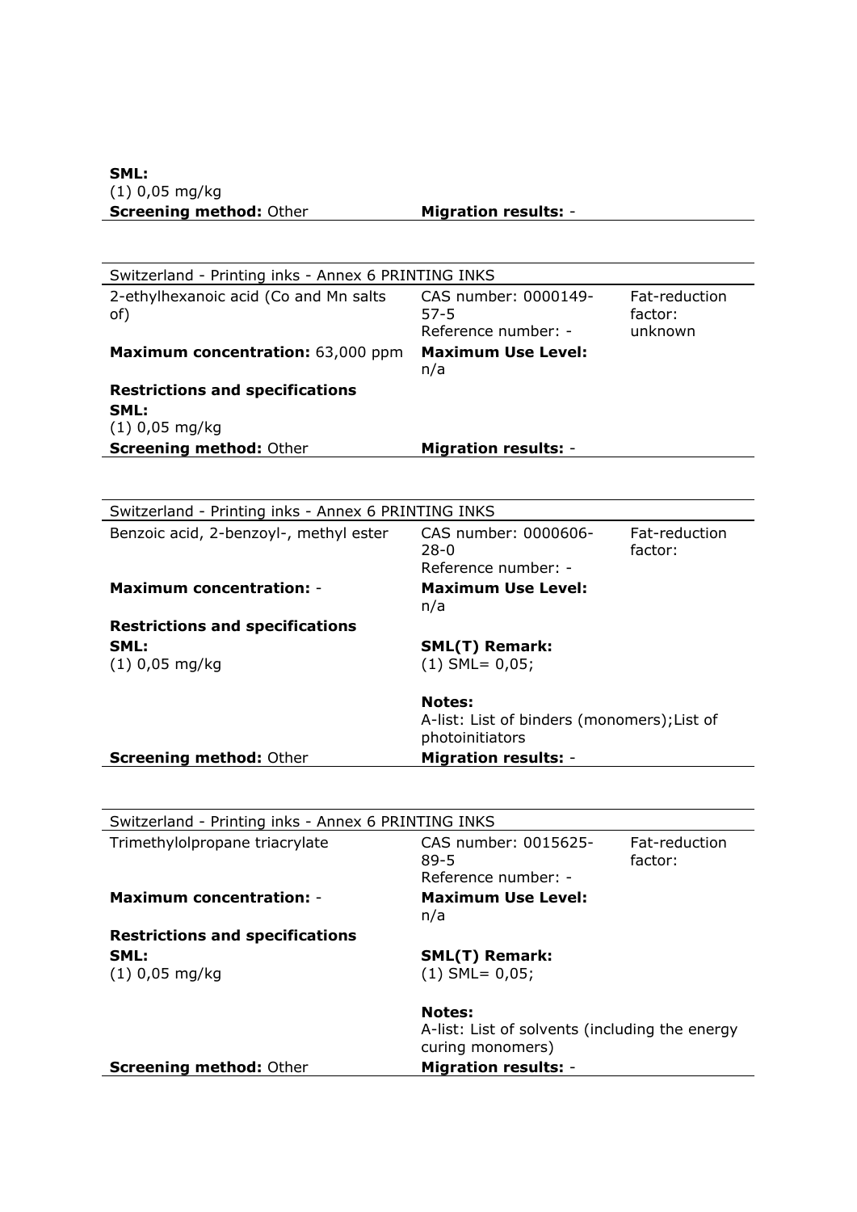**SML:**
(1) 0,05 mg/kg

**Screening method:** Other | **Migration results:** -

---

Switzerland - Printing inks - Annex 6 PRINTING INKS

| | | |
|---|---|---|
| 2-ethylhexanoic acid (Co and Mn salts of) | CAS number: 0000149-57-5<br>Reference number: - | Fat-reduction factor: unknown |
| **Maximum concentration:** 63,000 ppm | **Maximum Use Level:** n/a | |

**Restrictions and specifications**

**SML:**
(1) 0,05 mg/kg

**Screening method:** Other | **Migration results:** -

---

Switzerland - Printing inks - Annex 6 PRINTING INKS

| | | |
|---|---|---|
| Benzoic acid, 2-benzoyl-, methyl ester | CAS number: 0000606-28-0<br>Reference number: - | Fat-reduction factor: |
| **Maximum concentration:** - | **Maximum Use Level:** n/a | |

**Restrictions and specifications**

**SML:**
(1) 0,05 mg/kg

**SML(T) Remark:**
(1) SML= 0,05;

**Notes:**
A-list: List of binders (monomers);List of photoinitiators

**Screening method:** Other | **Migration results:** -

---

Switzerland - Printing inks - Annex 6 PRINTING INKS

| | | |
|---|---|---|
| Trimethylolpropane triacrylate | CAS number: 0015625-89-5<br>Reference number: - | Fat-reduction factor: |
| **Maximum concentration:** - | **Maximum Use Level:** n/a | |

**Restrictions and specifications**

**SML:**
(1) 0,05 mg/kg

**SML(T) Remark:**
(1) SML= 0,05;

**Notes:**
A-list: List of solvents (including the energy curing monomers)

**Screening method:** Other | **Migration results:** -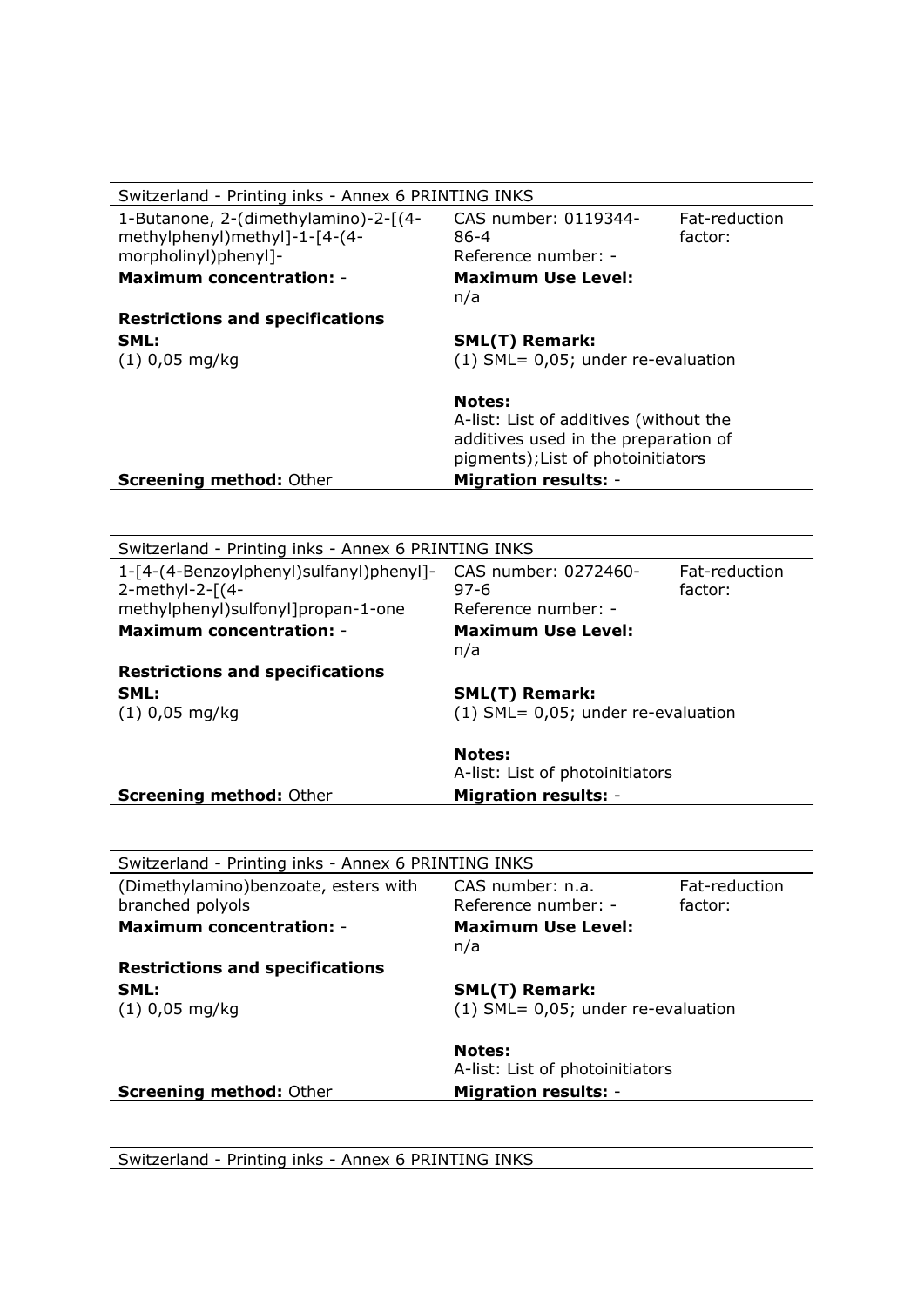**Switzerland - Printing inks - Annex 6 PRINTING INKS**

1-Butanone, 2-(dimethylamino)-2-[(4-methylphenyl)methyl]-1-[4-(4-morpholinyl)phenyl]-

CAS number: 0119344-86-4

Reference number: -

Fat-reduction factor:

**Maximum concentration:** -

**Maximum Use Level:** n/a

**Restrictions and specifications**

**SML:**
(1) 0,05 mg/kg

**SML(T) Remark:**
(1) SML= 0,05; under re-evaluation

**Notes:**
A-list: List of additives (without the additives used in the preparation of pigments);List of photoinitiators

**Screening method:** Other

**Migration results:** -

---

**Switzerland - Printing inks - Annex 6 PRINTING INKS**

1-[4-(4-Benzoylphenyl)sulfanyl)phenyl]-2-methyl-2-[(4-methylphenyl)sulfonyl]propan-1-one

CAS number: 0272460-97-6

Reference number: -

Fat-reduction factor:

**Maximum concentration:** -

**Maximum Use Level:** n/a

**Restrictions and specifications**

**SML:**
(1) 0,05 mg/kg

**SML(T) Remark:**
(1) SML= 0,05; under re-evaluation

**Notes:**
A-list: List of photoinitiators

**Screening method:** Other

**Migration results:** -

---

**Switzerland - Printing inks - Annex 6 PRINTING INKS**

(Dimethylamino)benzoate, esters with branched polyols

CAS number: n.a.

Reference number: -

Fat-reduction factor:

**Maximum concentration:** -

**Maximum Use Level:** n/a

**Restrictions and specifications**

**SML:**
(1) 0,05 mg/kg

**SML(T) Remark:**
(1) SML= 0,05; under re-evaluation

**Notes:**
A-list: List of photoinitiators

**Screening method:** Other

**Migration results:** -

---

**Switzerland - Printing inks - Annex 6 PRINTING INKS**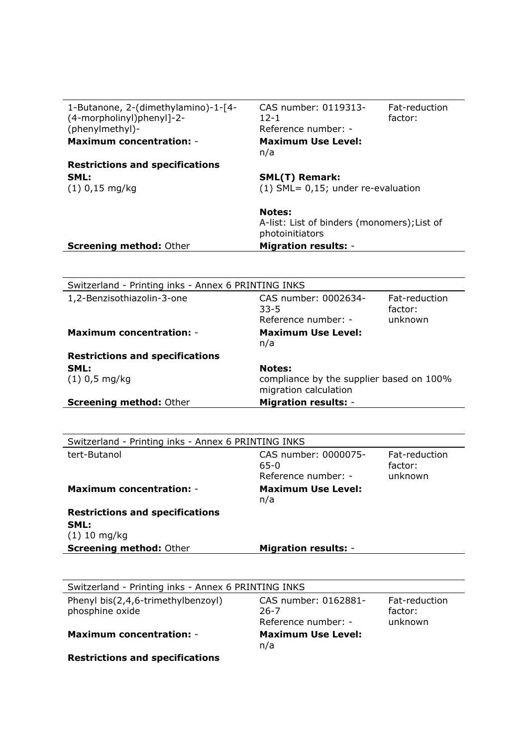| 1-Butanone, 2-(dimethylamino)-1-[4-(4-morpholinyl)phenyl]-2-(phenylmethyl)- | CAS number: 0119313-12-1<br>Reference number: - | Fat-reduction factor: |
|---|---|---|
| **Maximum concentration:** - | **Maximum Use Level:** n/a | |
| **Restrictions and specifications** | | |
| **SML:**<br>(1) 0,15 mg/kg | **SML(T) Remark:**<br>(1) SML= 0,15; under re-evaluation | |
| | **Notes:**<br>A-list: List of binders (monomers);List of photoinitiators | |
| **Screening method:** Other | **Migration results:** - | |

| Switzerland - Printing inks - Annex 6 PRINTING INKS | | |
|---|---|---|
| 1,2-Benzisothiazolin-3-one | CAS number: 0002634-33-5<br>Reference number: - | Fat-reduction factor: unknown |
| **Maximum concentration:** - | **Maximum Use Level:** n/a | |
| **Restrictions and specifications** | | |
| **SML:**<br>(1) 0,5 mg/kg | **Notes:**<br>compliance by the supplier based on 100% migration calculation | |
| **Screening method:** Other | **Migration results:** - | |

| Switzerland - Printing inks - Annex 6 PRINTING INKS | | |
|---|---|---|
| tert-Butanol | CAS number: 0000075-65-0<br>Reference number: - | Fat-reduction factor: unknown |
| **Maximum concentration:** - | **Maximum Use Level:** n/a | |
| **Restrictions and specifications** | | |
| **SML:**<br>(1) 10 mg/kg | | |
| **Screening method:** Other | **Migration results:** - | |

| Switzerland - Printing inks - Annex 6 PRINTING INKS | | |
|---|---|---|
| Phenyl bis(2,4,6-trimethylbenzoyl) phosphine oxide | CAS number: 0162881-26-7<br>Reference number: - | Fat-reduction factor: unknown |
| **Maximum concentration:** - | **Maximum Use Level:** n/a | |
| **Restrictions and specifications** | | |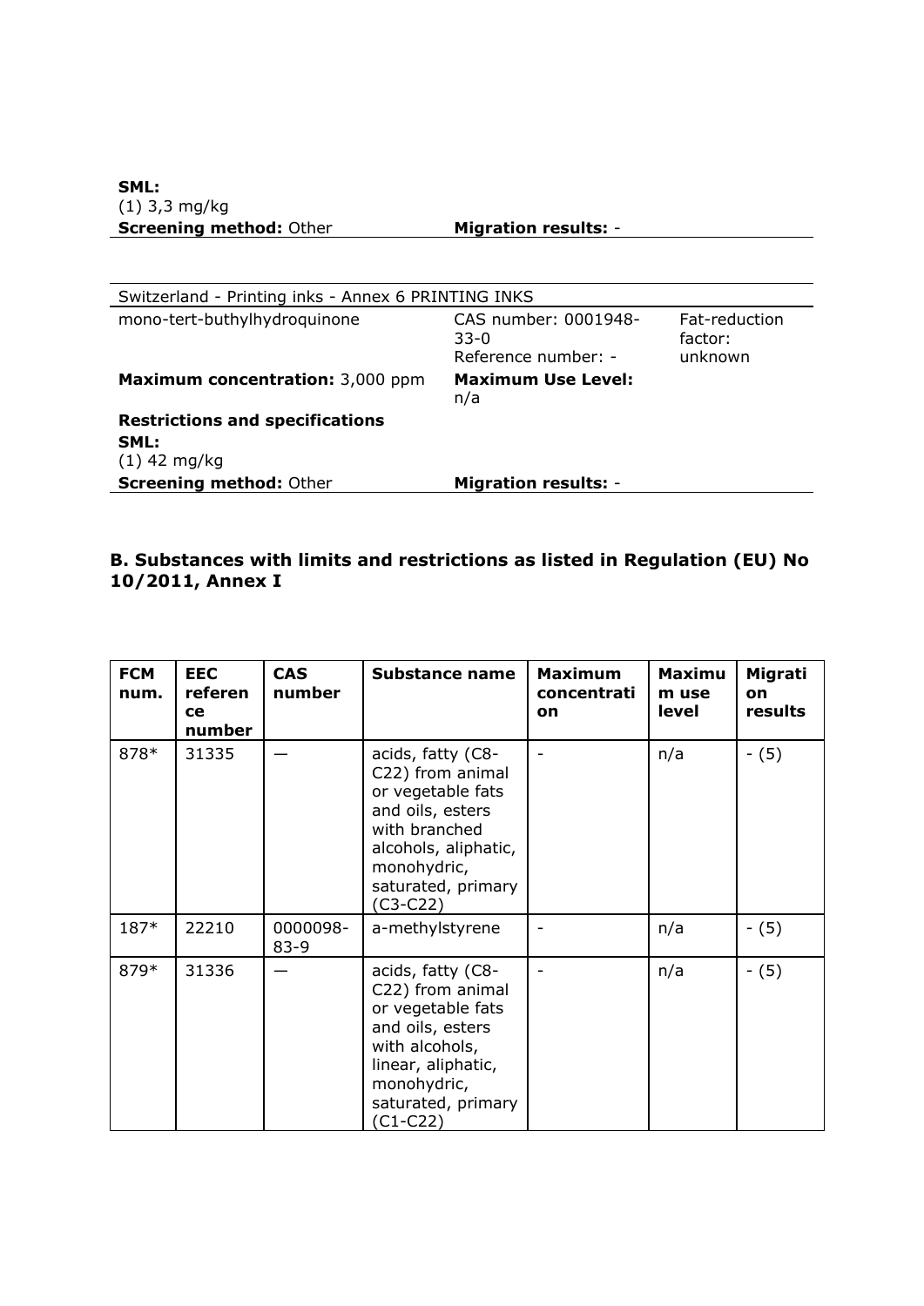**SML:**
(1) 3,3 mg/kg
**Screening method:** Other **Migration results:** -

| Switzerland - Printing inks - Annex 6 PRINTING INKS | | |
|---|---|---|
| mono-tert-buthylhydroquinone | CAS number: 0001948-33-0<br>Reference number: - | Fat-reduction factor: unknown |
| **Maximum concentration:** 3,000 ppm | **Maximum Use Level:** n/a | |
| **Restrictions and specifications** | | |
| **SML:**<br>(1) 42 mg/kg | | |
| **Screening method:** Other | **Migration results:** - | |

### B. Substances with limits and restrictions as listed in Regulation (EU) No 10/2011, Annex I

| FCM num. | EEC reference number | CAS number | Substance name | Maximum concentration | Maximum use level | Migration results |
|---|---|---|---|---|---|---|
| 878* | 31335 | — | acids, fatty (C8-C22) from animal or vegetable fats and oils, esters with branched alcohols, aliphatic, monohydric, saturated, primary (C3-C22) | - | n/a | - (5) |
| 187* | 22210 | 0000098-83-9 | a-methylstyrene | - | n/a | - (5) |
| 879* | 31336 | — | acids, fatty (C8-C22) from animal or vegetable fats and oils, esters with alcohols, linear, aliphatic, monohydric, saturated, primary (C1-C22) | - | n/a | - (5) |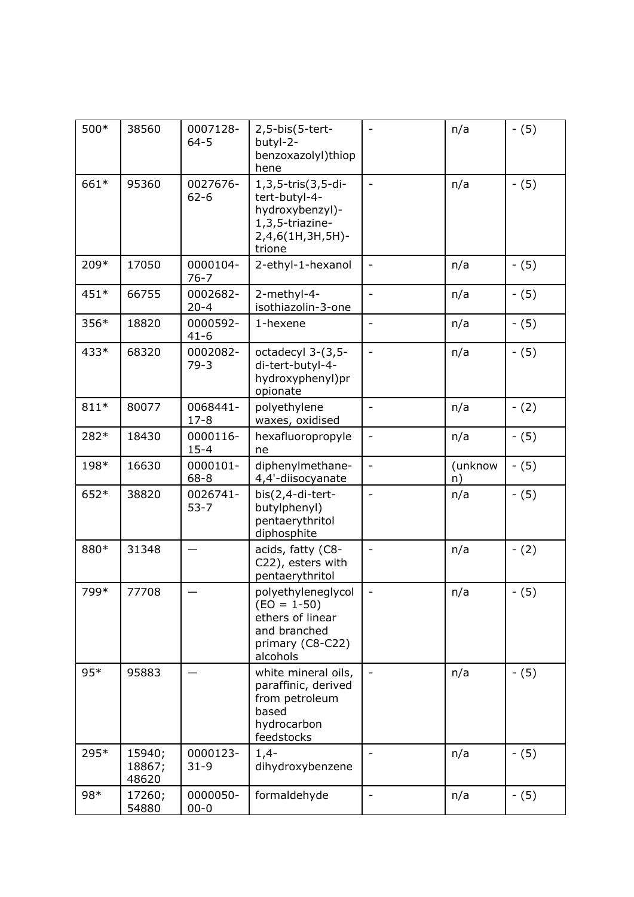| 500* | 38560 | 0007128-64-5 | 2,5-bis(5-tert-butyl-2-benzoxazolyl)thiophene | - | n/a | - (5) |
|---|---|---|---|---|---|---|
| 661* | 95360 | 0027676-62-6 | 1,3,5-tris(3,5-di-tert-butyl-4-hydroxybenzyl)-1,3,5-triazine-2,4,6(1H,3H,5H)-trione | - | n/a | - (5) |
| 209* | 17050 | 0000104-76-7 | 2-ethyl-1-hexanol | - | n/a | - (5) |
| 451* | 66755 | 0002682-20-4 | 2-methyl-4-isothiazolin-3-one | - | n/a | - (5) |
| 356* | 18820 | 0000592-41-6 | 1-hexene | - | n/a | - (5) |
| 433* | 68320 | 0002082-79-3 | octadecyl 3-(3,5-di-tert-butyl-4-hydroxyphenyl)propionate | - | n/a | - (5) |
| 811* | 80077 | 0068441-17-8 | polyethylene waxes, oxidised | - | n/a | - (2) |
| 282* | 18430 | 0000116-15-4 | hexafluoropropylene | - | n/a | - (5) |
| 198* | 16630 | 0000101-68-8 | diphenylmethane-4,4'-diisocyanate | - | (unknown) | - (5) |
| 652* | 38820 | 0026741-53-7 | bis(2,4-di-tert-butylphenyl) pentaerythritol diphosphite | - | n/a | - (5) |
| 880* | 31348 | — | acids, fatty (C8-C22), esters with pentaerythritol | - | n/a | - (2) |
| 799* | 77708 | — | polyethyleneglycol (EO = 1-50) ethers of linear and branched primary (C8-C22) alcohols | - | n/a | - (5) |
| 95* | 95883 | — | white mineral oils, paraffinic, derived from petroleum based hydrocarbon feedstocks | - | n/a | - (5) |
| 295* | 15940; 18867; 48620 | 0000123-31-9 | 1,4-dihydroxybenzene | - | n/a | - (5) |
| 98* | 17260; 54880 | 0000050-00-0 | formaldehyde | - | n/a | - (5) |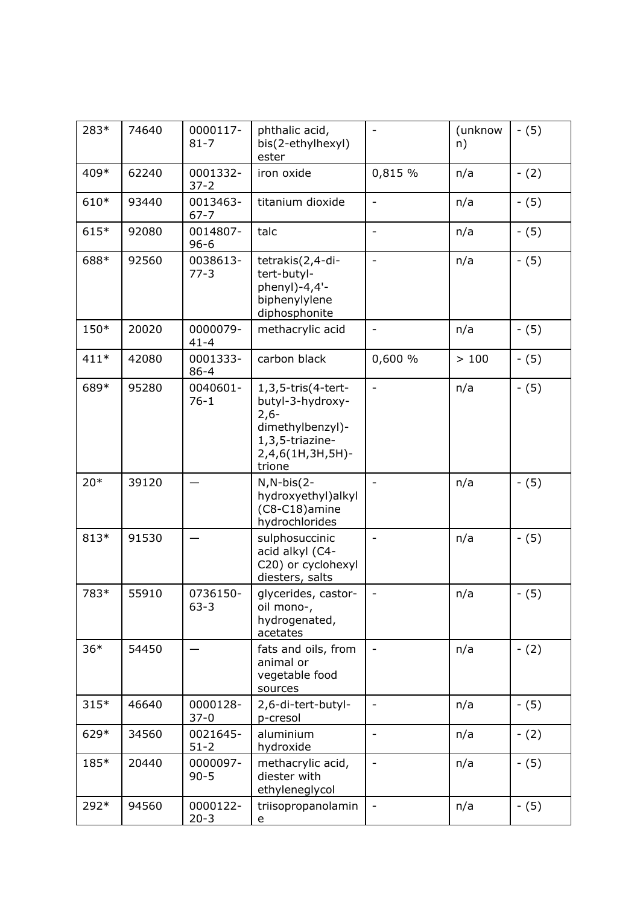| | | | | | | |
|---|---|---|---|---|---|---|
| 283* | 74640 | 0000117-81-7 | phthalic acid, bis(2-ethylhexyl) ester | - | (unknown) | - (5) |
| 409* | 62240 | 0001332-37-2 | iron oxide | 0,815 % | n/a | - (2) |
| 610* | 93440 | 0013463-67-7 | titanium dioxide | - | n/a | - (5) |
| 615* | 92080 | 0014807-96-6 | talc | - | n/a | - (5) |
| 688* | 92560 | 0038613-77-3 | tetrakis(2,4-di-tert-butyl-phenyl)-4,4'-biphenylylene diphosphonite | - | n/a | - (5) |
| 150* | 20020 | 0000079-41-4 | methacrylic acid | - | n/a | - (5) |
| 411* | 42080 | 0001333-86-4 | carbon black | 0,600 % | > 100 | - (5) |
| 689* | 95280 | 0040601-76-1 | 1,3,5-tris(4-tert-butyl-3-hydroxy-2,6-dimethylbenzyl)-1,3,5-triazine-2,4,6(1H,3H,5H)-trione | - | n/a | - (5) |
| 20* | 39120 | — | N,N-bis(2-hydroxyethyl)alkyl (C8-C18)amine hydrochlorides | - | n/a | - (5) |
| 813* | 91530 | — | sulphosuccinic acid alkyl (C4-C20) or cyclohexyl diesters, salts | - | n/a | - (5) |
| 783* | 55910 | 0736150-63-3 | glycerides, castor-oil mono-, hydrogenated, acetates | - | n/a | - (5) |
| 36* | 54450 | — | fats and oils, from animal or vegetable food sources | - | n/a | - (2) |
| 315* | 46640 | 0000128-37-0 | 2,6-di-tert-butyl-p-cresol | - | n/a | - (5) |
| 629* | 34560 | 0021645-51-2 | aluminium hydroxide | - | n/a | - (2) |
| 185* | 20440 | 0000097-90-5 | methacrylic acid, diester with ethyleneglycol | - | n/a | - (5) |
| 292* | 94560 | 0000122-20-3 | triisopropanolamine | - | n/a | - (5) |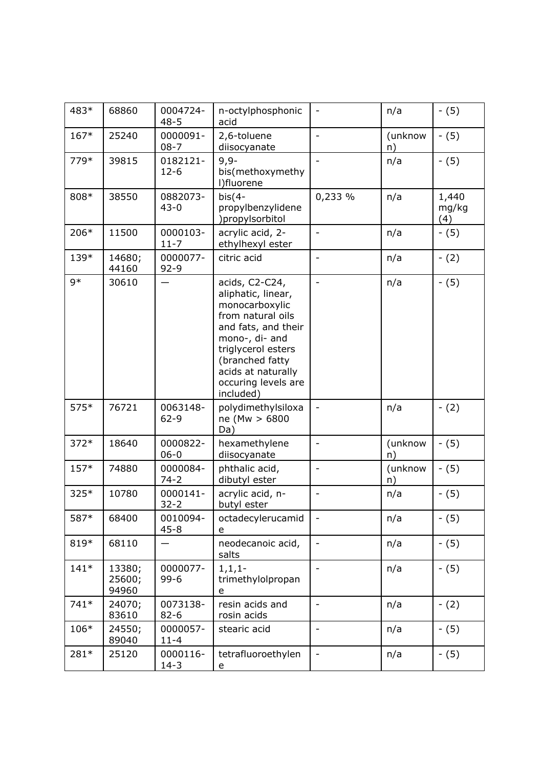| 483* | 68860 | 0004724-48-5 | n-octylphosphonic acid | - | n/a | - (5) |
|---|---|---|---|---|---|---|
| 167* | 25240 | 0000091-08-7 | 2,6-toluene diisocyanate | - | (unknown) | - (5) |
| 779* | 39815 | 0182121-12-6 | 9,9-bis(methoxymethyl)fluorene | - | n/a | - (5) |
| 808* | 38550 | 0882073-43-0 | bis(4-propylbenzylidene)propylsorbitol | 0,233 % | n/a | 1,440 mg/kg (4) |
| 206* | 11500 | 0000103-11-7 | acrylic acid, 2-ethylhexyl ester | - | n/a | - (5) |
| 139* | 14680; 44160 | 0000077-92-9 | citric acid | - | n/a | - (2) |
| 9* | 30610 | — | acids, C2-C24, aliphatic, linear, monocarboxylic from natural oils and fats, and their mono-, di- and triglycerol esters (branched fatty acids at naturally occuring levels are included) | - | n/a | - (5) |
| 575* | 76721 | 0063148-62-9 | polydimethylsiloxane (Mw > 6800 Da) | - | n/a | - (2) |
| 372* | 18640 | 0000822-06-0 | hexamethylene diisocyanate | - | (unknown) | - (5) |
| 157* | 74880 | 0000084-74-2 | phthalic acid, dibutyl ester | - | (unknown) | - (5) |
| 325* | 10780 | 0000141-32-2 | acrylic acid, n-butyl ester | - | n/a | - (5) |
| 587* | 68400 | 0010094-45-8 | octadecylerucamide | - | n/a | - (5) |
| 819* | 68110 | — | neodecanoic acid, salts | - | n/a | - (5) |
| 141* | 13380; 25600; 94960 | 0000077-99-6 | 1,1,1-trimethylolpropane | - | n/a | - (5) |
| 741* | 24070; 83610 | 0073138-82-6 | resin acids and rosin acids | - | n/a | - (2) |
| 106* | 24550; 89040 | 0000057-11-4 | stearic acid | - | n/a | - (5) |
| 281* | 25120 | 0000116-14-3 | tetrafluoroethylene | - | n/a | - (5) |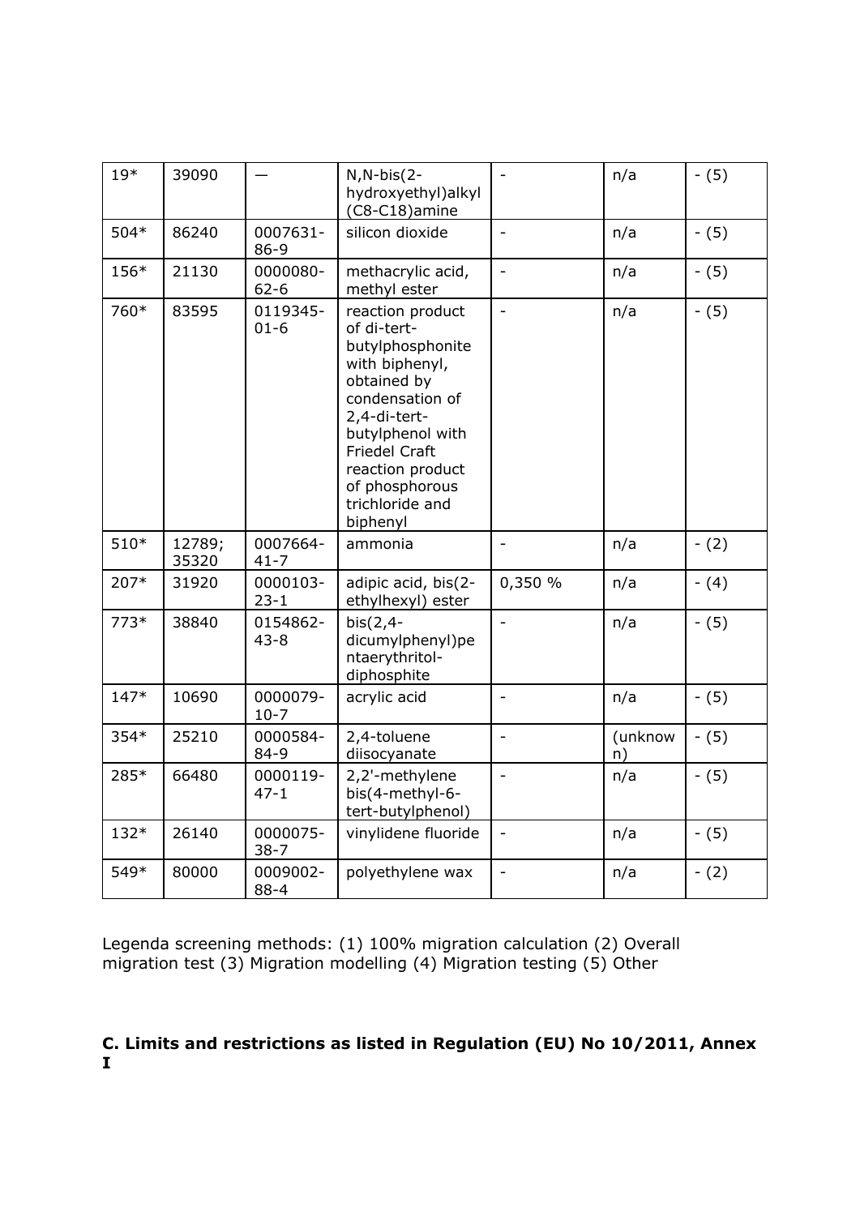| 19* | 39090 | — | N,N-bis(2-hydroxyethyl)alkyl (C8-C18)amine | - | n/a | - (5) |
|---|---|---|---|---|---|---|
| 504* | 86240 | 0007631-86-9 | silicon dioxide | - | n/a | - (5) |
| 156* | 21130 | 0000080-62-6 | methacrylic acid, methyl ester | - | n/a | - (5) |
| 760* | 83595 | 0119345-01-6 | reaction product of di-tert-butylphosphonite with biphenyl, obtained by condensation of 2,4-di-tert-butylphenol with Friedel Craft reaction product of phosphorous trichloride and biphenyl | - | n/a | - (5) |
| 510* | 12789; 35320 | 0007664-41-7 | ammonia | - | n/a | - (2) |
| 207* | 31920 | 0000103-23-1 | adipic acid, bis(2-ethylhexyl) ester | 0,350 % | n/a | - (4) |
| 773* | 38840 | 0154862-43-8 | bis(2,4-dicumylphenyl)pentaerythritol-diphosphite | - | n/a | - (5) |
| 147* | 10690 | 0000079-10-7 | acrylic acid | - | n/a | - (5) |
| 354* | 25210 | 0000584-84-9 | 2,4-toluene diisocyanate | - | (unknown) | - (5) |
| 285* | 66480 | 0000119-47-1 | 2,2'-methylene bis(4-methyl-6-tert-butylphenol) | - | n/a | - (5) |
| 132* | 26140 | 0000075-38-7 | vinylidene fluoride | - | n/a | - (5) |
| 549* | 80000 | 0009002-88-4 | polyethylene wax | - | n/a | - (2) |

Legenda screening methods: (1) 100% migration calculation (2) Overall migration test (3) Migration modelling (4) Migration testing (5) Other

**C. Limits and restrictions as listed in Regulation (EU) No 10/2011, Annex I**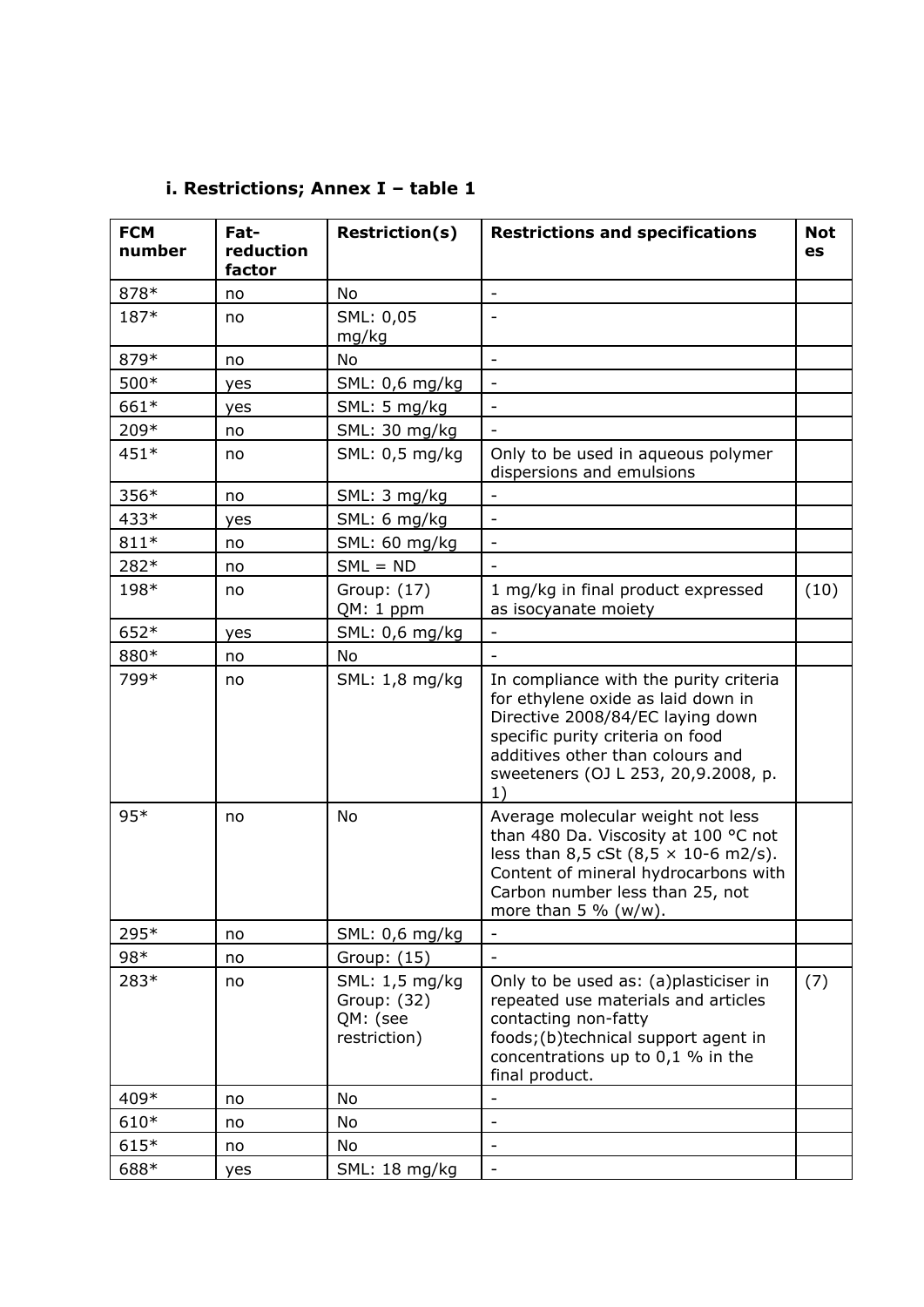### i. Restrictions; Annex I – table 1

| FCM number | Fat-reduction factor | Restriction(s) | Restrictions and specifications | Notes |
|---|---|---|---|---|
| 878* | no | No | - | |
| 187* | no | SML: 0,05 mg/kg | - | |
| 879* | no | No | - | |
| 500* | yes | SML: 0,6 mg/kg | - | |
| 661* | yes | SML: 5 mg/kg | - | |
| 209* | no | SML: 30 mg/kg | - | |
| 451* | no | SML: 0,5 mg/kg | Only to be used in aqueous polymer dispersions and emulsions | |
| 356* | no | SML: 3 mg/kg | - | |
| 433* | yes | SML: 6 mg/kg | - | |
| 811* | no | SML: 60 mg/kg | - | |
| 282* | no | SML = ND | - | |
| 198* | no | Group: (17) QM: 1 ppm | 1 mg/kg in final product expressed as isocyanate moiety | (10) |
| 652* | yes | SML: 0,6 mg/kg | - | |
| 880* | no | No | - | |
| 799* | no | SML: 1,8 mg/kg | In compliance with the purity criteria for ethylene oxide as laid down in Directive 2008/84/EC laying down specific purity criteria on food additives other than colours and sweeteners (OJ L 253, 20,9.2008, p. 1) | |
| 95* | no | No | Average molecular weight not less than 480 Da. Viscosity at 100 °C not less than 8,5 cSt (8,5 × 10-6 m2/s). Content of mineral hydrocarbons with Carbon number less than 25, not more than 5 % (w/w). | |
| 295* | no | SML: 0,6 mg/kg | - | |
| 98* | no | Group: (15) | - | |
| 283* | no | SML: 1,5 mg/kg Group: (32) QM: (see restriction) | Only to be used as: (a)plasticiser in repeated use materials and articles contacting non-fatty foods;(b)technical support agent in concentrations up to 0,1 % in the final product. | (7) |
| 409* | no | No | - | |
| 610* | no | No | - | |
| 615* | no | No | - | |
| 688* | yes | SML: 18 mg/kg | - | |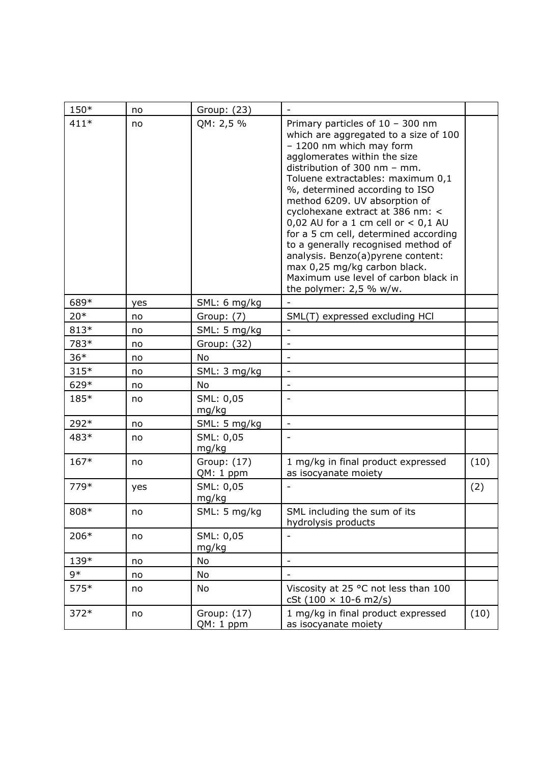| | | | | |
|---|---|---|---|---|
| 150* | no | Group: (23) | - | |
| 411* | no | QM: 2,5 % | Primary particles of 10 – 300 nm which are aggregated to a size of 100 – 1200 nm which may form agglomerates within the size distribution of 300 nm – mm. Toluene extractables: maximum 0,1 %, determined according to ISO method 6209. UV absorption of cyclohexane extract at 386 nm: < 0,02 AU for a 1 cm cell or < 0,1 AU for a 5 cm cell, determined according to a generally recognised method of analysis. Benzo(a)pyrene content: max 0,25 mg/kg carbon black. Maximum use level of carbon black in the polymer: 2,5 % w/w. | |
| 689* | yes | SML: 6 mg/kg | - | |
| 20* | no | Group: (7) | SML(T) expressed excluding HCl | |
| 813* | no | SML: 5 mg/kg | - | |
| 783* | no | Group: (32) | - | |
| 36* | no | No | - | |
| 315* | no | SML: 3 mg/kg | - | |
| 629* | no | No | - | |
| 185* | no | SML: 0,05 mg/kg | - | |
| 292* | no | SML: 5 mg/kg | - | |
| 483* | no | SML: 0,05 mg/kg | - | |
| 167* | no | Group: (17) QM: 1 ppm | 1 mg/kg in final product expressed as isocyanate moiety | (10) |
| 779* | yes | SML: 0,05 mg/kg | - | (2) |
| 808* | no | SML: 5 mg/kg | SML including the sum of its hydrolysis products | |
| 206* | no | SML: 0,05 mg/kg | - | |
| 139* | no | No | - | |
| 9* | no | No | - | |
| 575* | no | No | Viscosity at 25 °C not less than 100 cSt ($100 \times 10^{-6}$ m2/s) | |
| 372* | no | Group: (17) QM: 1 ppm | 1 mg/kg in final product expressed as isocyanate moiety | (10) |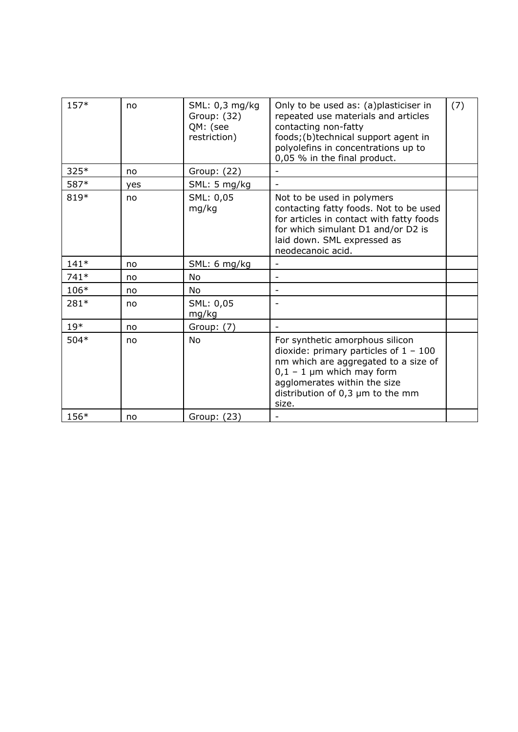| 157* | no | SML: 0,3 mg/kg Group: (32) QM: (see restriction) | Only to be used as: (a)plasticiser in repeated use materials and articles contacting non-fatty foods;(b)technical support agent in polyolefins in concentrations up to 0,05 % in the final product. | (7) |
|---|---|---|---|---|
| 325* | no | Group: (22) | - | |
| 587* | yes | SML: 5 mg/kg | - | |
| 819* | no | SML: 0,05 mg/kg | Not to be used in polymers contacting fatty foods. Not to be used for articles in contact with fatty foods for which simulant D1 and/or D2 is laid down. SML expressed as neodecanoic acid. | |
| 141* | no | SML: 6 mg/kg | - | |
| 741* | no | No | - | |
| 106* | no | No | - | |
| 281* | no | SML: 0,05 mg/kg | - | |
| 19* | no | Group: (7) | - | |
| 504* | no | No | For synthetic amorphous silicon dioxide: primary particles of 1 – 100 nm which are aggregated to a size of 0,1 – 1 µm which may form agglomerates within the size distribution of 0,3 µm to the mm size. | |
| 156* | no | Group: (23) | - | |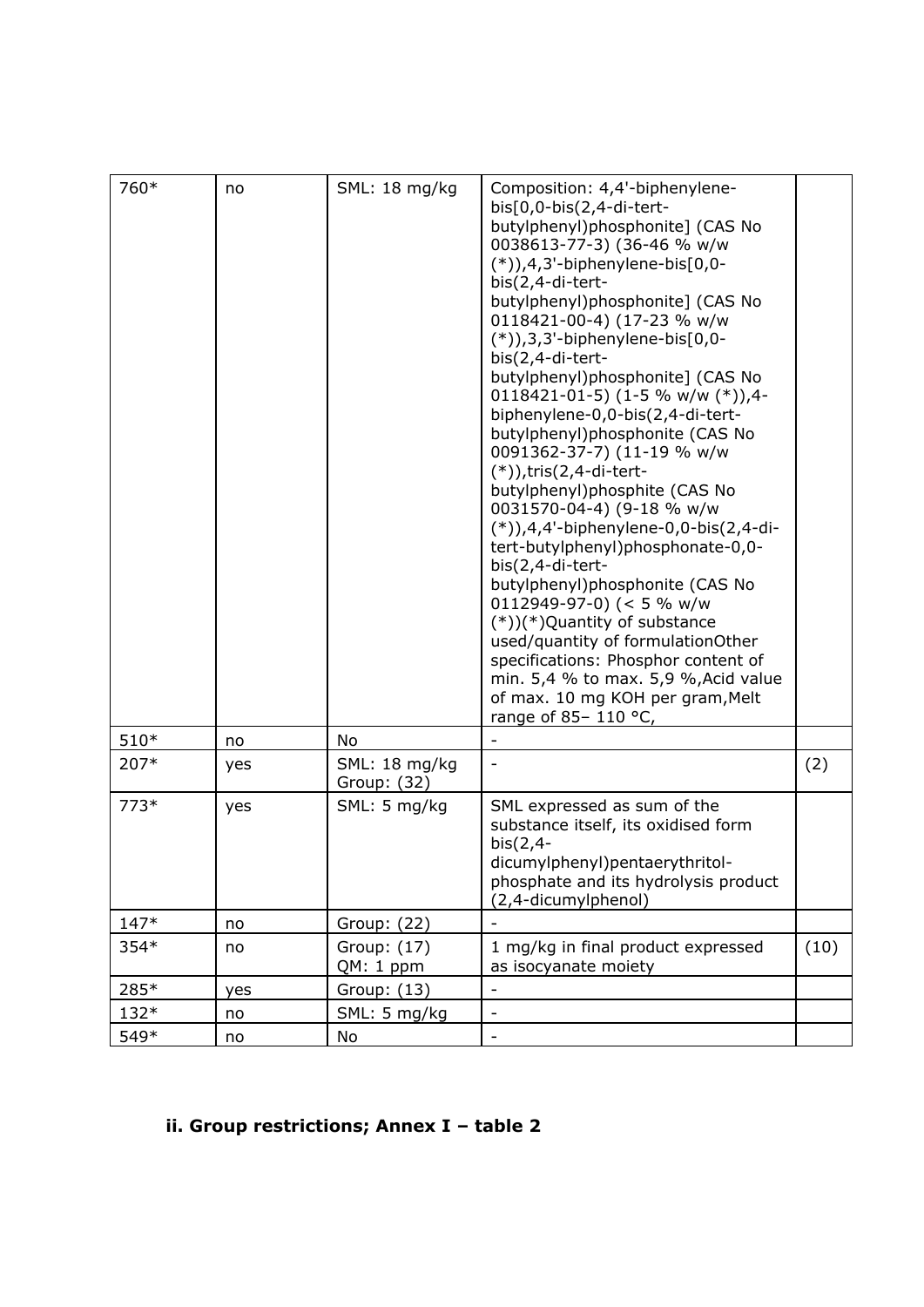| 760* | no | SML: 18 mg/kg | Composition: 4,4'-biphenylene-bis[0,0-bis(2,4-di-tert-butylphenyl)phosphonite] (CAS No 0038613-77-3) (36-46 % w/w (*)),4,3'-biphenylene-bis[0,0-bis(2,4-di-tert-butylphenyl)phosphonite] (CAS No 0118421-00-4) (17-23 % w/w (*)),3,3'-biphenylene-bis[0,0-bis(2,4-di-tert-butylphenyl)phosphonite] (CAS No 0118421-01-5) (1-5 % w/w (*)),4-biphenylene-0,0-bis(2,4-di-tert-butylphenyl)phosphonite (CAS No 0091362-37-7) (11-19 % w/w (*)),tris(2,4-di-tert-butylphenyl)phosphite (CAS No 0031570-04-4) (9-18 % w/w (*)),4,4'-biphenylene-0,0-bis(2,4-di-tert-butylphenyl)phosphonate-0,0-bis(2,4-di-tert-butylphenyl)phosphonite (CAS No 0112949-97-0) (< 5 % w/w (*))(*)Quantity of substance used/quantity of formulationOther specifications: Phosphor content of min. 5,4 % to max. 5,9 %,Acid value of max. 10 mg KOH per gram,Melt range of 85– 110 °C, | |
|---|---|---|---|---|
| 510* | no | No | - | |
| 207* | yes | SML: 18 mg/kg Group: (32) | - | (2) |
| 773* | yes | SML: 5 mg/kg | SML expressed as sum of the substance itself, its oxidised form bis(2,4-dicumylphenyl)pentaerythritol-phosphate and its hydrolysis product (2,4-dicumylphenol) | |
| 147* | no | Group: (22) | - | |
| 354* | no | Group: (17) QM: 1 ppm | 1 mg/kg in final product expressed as isocyanate moiety | (10) |
| 285* | yes | Group: (13) | - | |
| 132* | no | SML: 5 mg/kg | - | |
| 549* | no | No | - | |

### ii. Group restrictions; Annex I – table 2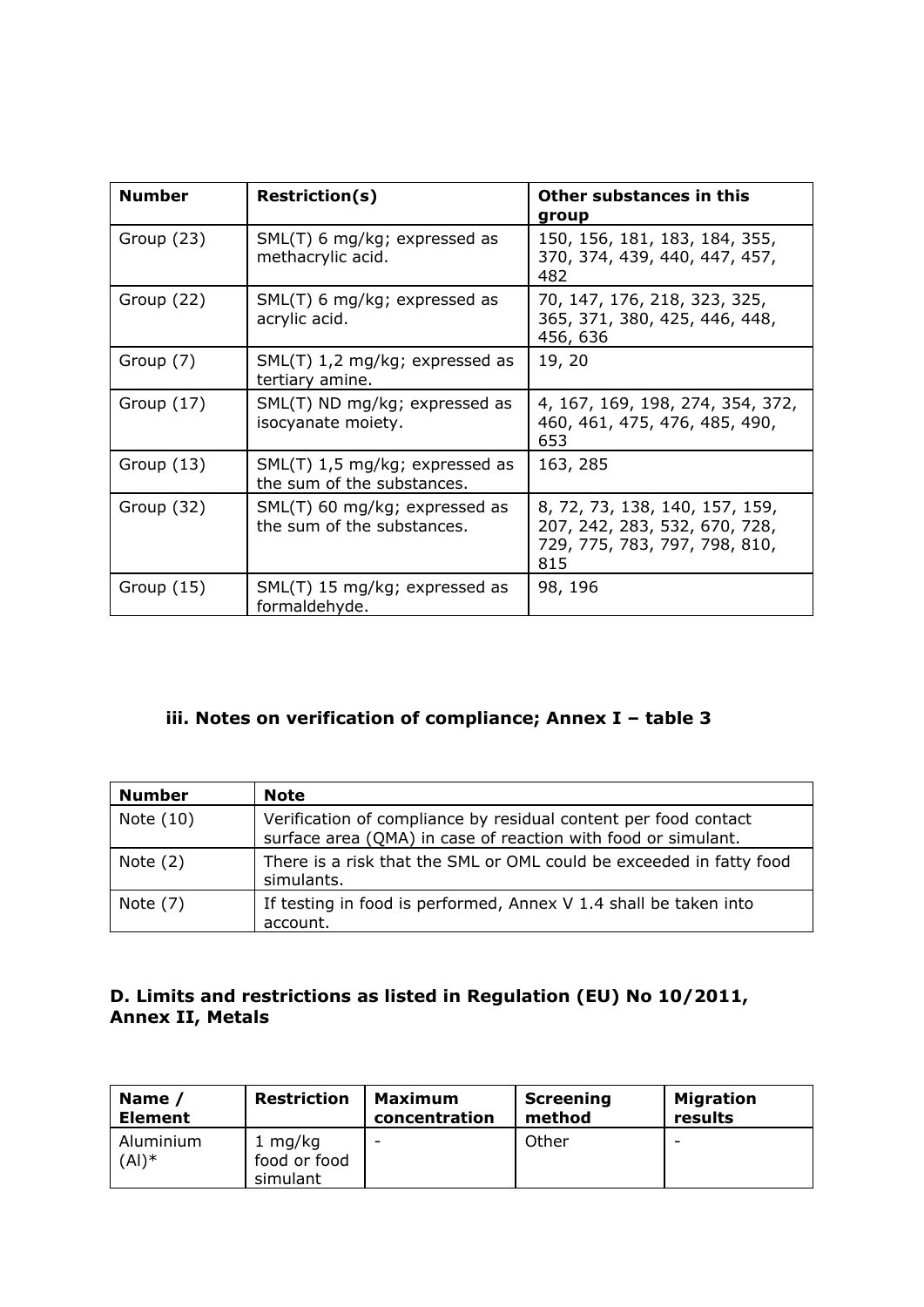| Number | Restriction(s) | Other substances in this group |
| --- | --- | --- |
| Group (23) | SML(T) 6 mg/kg; expressed as methacrylic acid. | 150, 156, 181, 183, 184, 355, 370, 374, 439, 440, 447, 457, 482 |
| Group (22) | SML(T) 6 mg/kg; expressed as acrylic acid. | 70, 147, 176, 218, 323, 325, 365, 371, 380, 425, 446, 448, 456, 636 |
| Group (7) | SML(T) 1,2 mg/kg; expressed as tertiary amine. | 19, 20 |
| Group (17) | SML(T) ND mg/kg; expressed as isocyanate moiety. | 4, 167, 169, 198, 274, 354, 372, 460, 461, 475, 476, 485, 490, 653 |
| Group (13) | SML(T) 1,5 mg/kg; expressed as the sum of the substances. | 163, 285 |
| Group (32) | SML(T) 60 mg/kg; expressed as the sum of the substances. | 8, 72, 73, 138, 140, 157, 159, 207, 242, 283, 532, 670, 728, 729, 775, 783, 797, 798, 810, 815 |
| Group (15) | SML(T) 15 mg/kg; expressed as formaldehyde. | 98, 196 |

### iii. Notes on verification of compliance; Annex I – table 3

| Number | Note |
| --- | --- |
| Note (10) | Verification of compliance by residual content per food contact surface area (QMA) in case of reaction with food or simulant. |
| Note (2) | There is a risk that the SML or OML could be exceeded in fatty food simulants. |
| Note (7) | If testing in food is performed, Annex V 1.4 shall be taken into account. |

## D. Limits and restrictions as listed in Regulation (EU) No 10/2011, Annex II, Metals

| Name / Element | Restriction | Maximum concentration | Screening method | Migration results |
| --- | --- | --- | --- | --- |
| Aluminium (Al)* | 1 mg/kg food or food simulant | - | Other | - |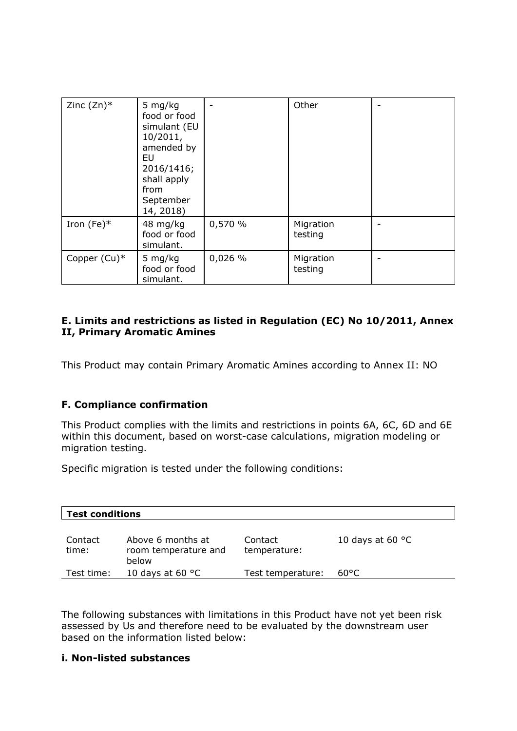| Zinc (Zn)* | 5 mg/kg food or food simulant (EU 10/2011, amended by EU 2016/1416; shall apply from September 14, 2018) | - | Other | - |
|---|---|---|---|---|
| Iron (Fe)* | 48 mg/kg food or food simulant. | 0,570 % | Migration testing | - |
| Copper (Cu)* | 5 mg/kg food or food simulant. | 0,026 % | Migration testing | - |

**E. Limits and restrictions as listed in Regulation (EC) No 10/2011, Annex II, Primary Aromatic Amines**

This Product may contain Primary Aromatic Amines according to Annex II: NO

**F. Compliance confirmation**

This Product complies with the limits and restrictions in points 6A, 6C, 6D and 6E within this document, based on worst-case calculations, migration modeling or migration testing.

Specific migration is tested under the following conditions:

| **Test conditions** | | | |
|---|---|---|---|
| Contact time: | Above 6 months at room temperature and below | Contact temperature: | 10 days at 60 °C |
| Test time: | 10 days at 60 °C | Test temperature: | 60°C |

The following substances with limitations in this Product have not yet been risk assessed by Us and therefore need to be evaluated by the downstream user based on the information listed below:

**i. Non-listed substances**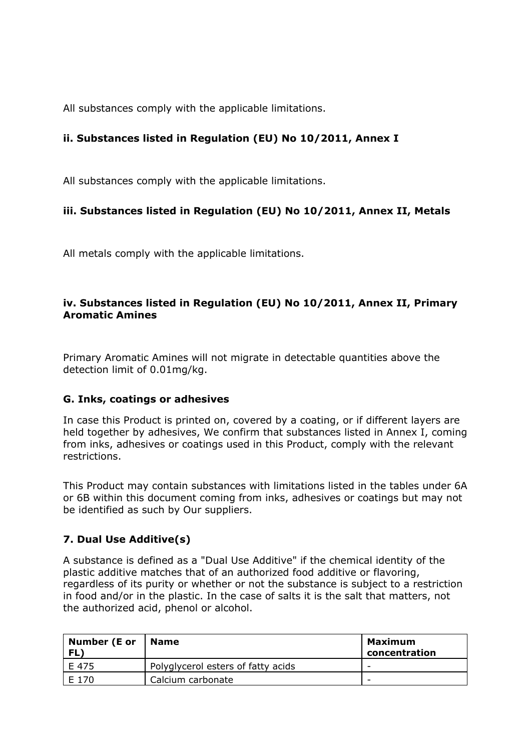All substances comply with the applicable limitations.

### ii. Substances listed in Regulation (EU) No 10/2011, Annex I

All substances comply with the applicable limitations.

### iii. Substances listed in Regulation (EU) No 10/2011, Annex II, Metals

All metals comply with the applicable limitations.

### iv. Substances listed in Regulation (EU) No 10/2011, Annex II, Primary Aromatic Amines

Primary Aromatic Amines will not migrate in detectable quantities above the detection limit of 0.01mg/kg.

### G. Inks, coatings or adhesives

In case this Product is printed on, covered by a coating, or if different layers are held together by adhesives, We confirm that substances listed in Annex I, coming from inks, adhesives or coatings used in this Product, comply with the relevant restrictions.

This Product may contain substances with limitations listed in the tables under 6A or 6B within this document coming from inks, adhesives or coatings but may not be identified as such by Our suppliers.

## 7. Dual Use Additive(s)

A substance is defined as a "Dual Use Additive" if the chemical identity of the plastic additive matches that of an authorized food additive or flavoring, regardless of its purity or whether or not the substance is subject to a restriction in food and/or in the plastic. In the case of salts it is the salt that matters, not the authorized acid, phenol or alcohol.

| Number (E or FL) | Name | Maximum concentration |
|---|---|---|
| E 475 | Polyglycerol esters of fatty acids | - |
| E 170 | Calcium carbonate | - |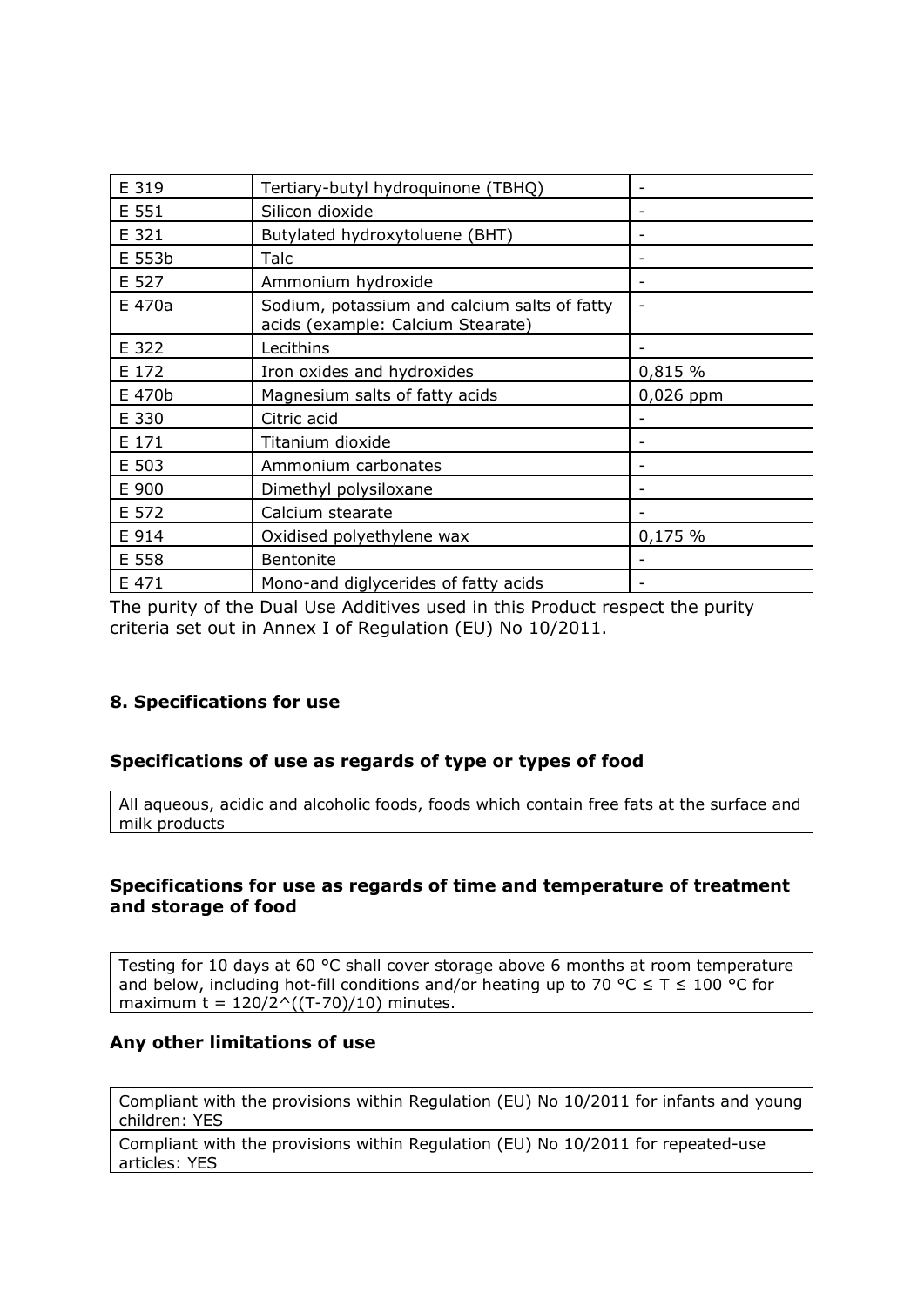| E 319 | Tertiary-butyl hydroquinone (TBHQ) | - |
|---|---|---|
| E 551 | Silicon dioxide | - |
| E 321 | Butylated hydroxytoluene (BHT) | - |
| E 553b | Talc | - |
| E 527 | Ammonium hydroxide | - |
| E 470a | Sodium, potassium and calcium salts of fatty acids (example: Calcium Stearate) | - |
| E 322 | Lecithins | - |
| E 172 | Iron oxides and hydroxides | 0,815 % |
| E 470b | Magnesium salts of fatty acids | 0,026 ppm |
| E 330 | Citric acid | - |
| E 171 | Titanium dioxide | - |
| E 503 | Ammonium carbonates | - |
| E 900 | Dimethyl polysiloxane | - |
| E 572 | Calcium stearate | - |
| E 914 | Oxidised polyethylene wax | 0,175 % |
| E 558 | Bentonite | - |
| E 471 | Mono-and diglycerides of fatty acids | - |

The purity of the Dual Use Additives used in this Product respect the purity criteria set out in Annex I of Regulation (EU) No 10/2011.

## 8. Specifications for use

### Specifications of use as regards of type or types of food

All aqueous, acidic and alcoholic foods, foods which contain free fats at the surface and milk products

### Specifications for use as regards of time and temperature of treatment and storage of food

Testing for 10 days at 60 °C shall cover storage above 6 months at room temperature and below, including hot-fill conditions and/or heating up to 70 °C ≤ T ≤ 100 °C for maximum $t = 120/2^{((T-70)/10)}$ minutes.

### Any other limitations of use

Compliant with the provisions within Regulation (EU) No 10/2011 for infants and young children: YES

Compliant with the provisions within Regulation (EU) No 10/2011 for repeated-use articles: YES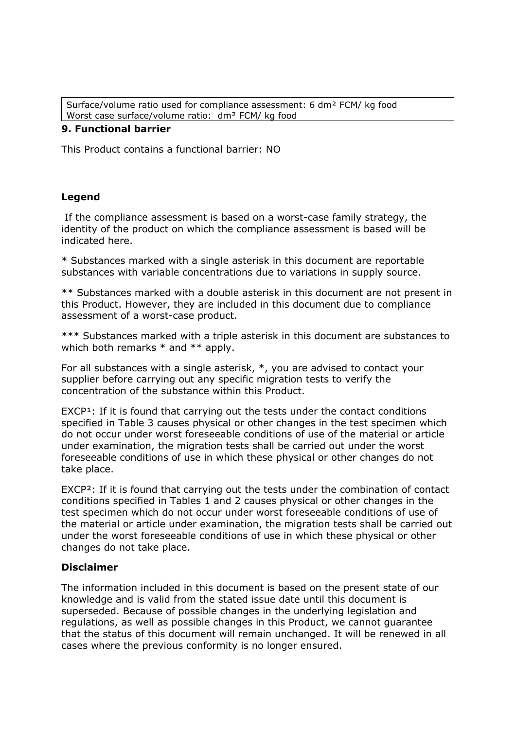| |
|---|
| Surface/volume ratio used for compliance assessment: 6 dm² FCM/ kg food<br>Worst case surface/volume ratio:  dm² FCM/ kg food |

**9. Functional barrier**

This Product contains a functional barrier: NO

**Legend**

If the compliance assessment is based on a worst-case family strategy, the identity of the product on which the compliance assessment is based will be indicated here.

* Substances marked with a single asterisk in this document are reportable substances with variable concentrations due to variations in supply source.

** Substances marked with a double asterisk in this document are not present in this Product. However, they are included in this document due to compliance assessment of a worst-case product.

*** Substances marked with a triple asterisk in this document are substances to which both remarks * and ** apply.

For all substances with a single asterisk, *, you are advised to contact your supplier before carrying out any specific migration tests to verify the concentration of the substance within this Product.

EXCP[1]: If it is found that carrying out the tests under the contact conditions specified in Table 3 causes physical or other changes in the test specimen which do not occur under worst foreseeable conditions of use of the material or article under examination, the migration tests shall be carried out under the worst foreseeable conditions of use in which these physical or other changes do not take place.

EXCP[2]: If it is found that carrying out the tests under the combination of contact conditions specified in Tables 1 and 2 causes physical or other changes in the test specimen which do not occur under worst foreseeable conditions of use of the material or article under examination, the migration tests shall be carried out under the worst foreseeable conditions of use in which these physical or other changes do not take place.

**Disclaimer**

The information included in this document is based on the present state of our knowledge and is valid from the stated issue date until this document is superseded. Because of possible changes in the underlying legislation and regulations, as well as possible changes in this Product, we cannot guarantee that the status of this document will remain unchanged. It will be renewed in all cases where the previous conformity is no longer ensured.